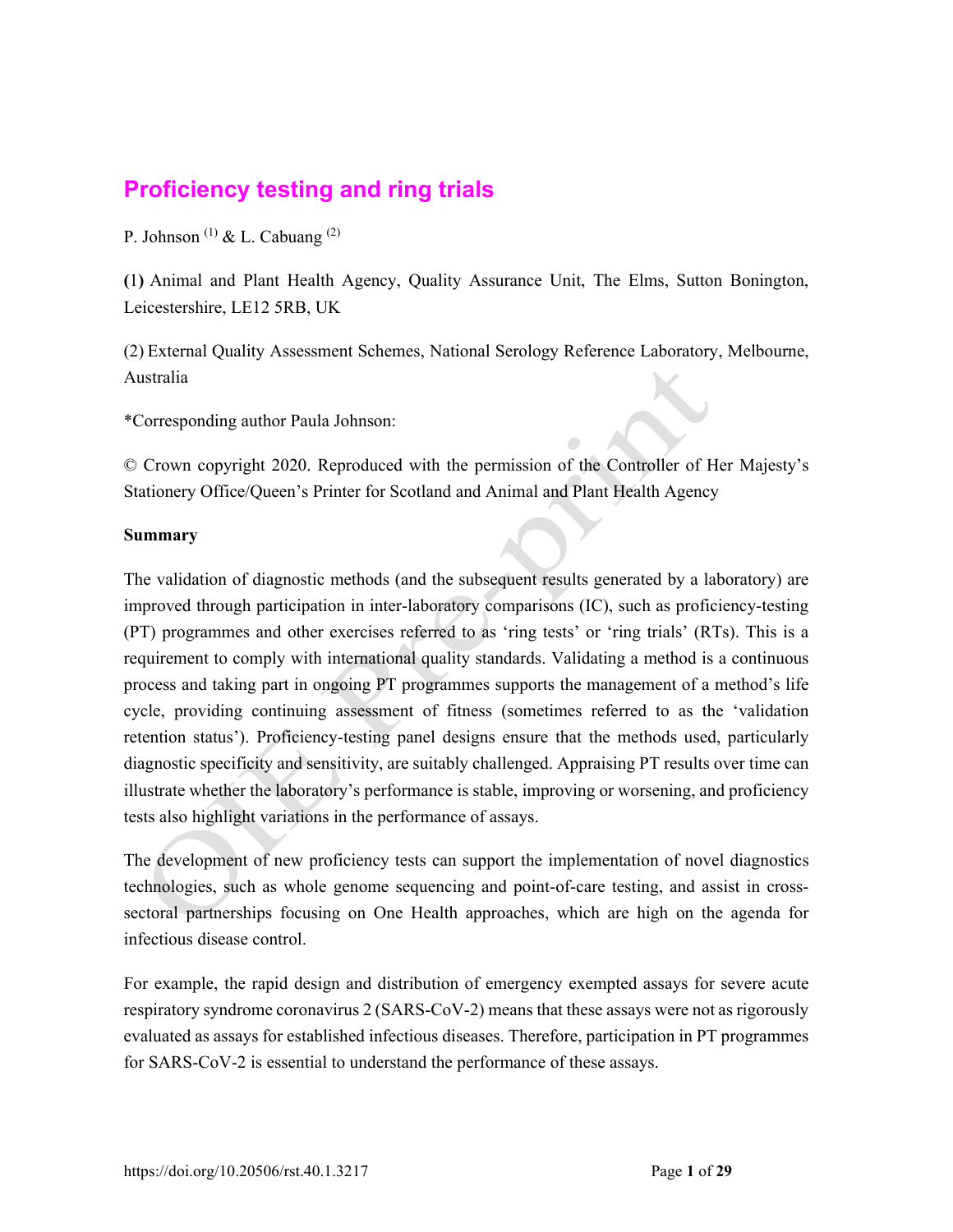# Proficiency testing and ring trials

P. Johnson [(1)] & L. Cabuang [(2)]

**(**1**)** Animal and Plant Health Agency, Quality Assurance Unit, The Elms, Sutton Bonington, Leicestershire, LE12 5RB, UK

(2) External Quality Assessment Schemes, National Serology Reference Laboratory, Melbourne, Australia

*Corresponding author Paula Johnson:

© Crown copyright 2020. Reproduced with the permission of the Controller of Her Majesty's Stationery Office/Queen's Printer for Scotland and Animal and Plant Health Agency

**Summary**

The validation of diagnostic methods (and the subsequent results generated by a laboratory) are improved through participation in inter-laboratory comparisons (IC), such as proficiency-testing (PT) programmes and other exercises referred to as 'ring tests' or 'ring trials' (RTs). This is a requirement to comply with international quality standards. Validating a method is a continuous process and taking part in ongoing PT programmes supports the management of a method's life cycle, providing continuing assessment of fitness (sometimes referred to as the 'validation retention status'). Proficiency-testing panel designs ensure that the methods used, particularly diagnostic specificity and sensitivity, are suitably challenged. Appraising PT results over time can illustrate whether the laboratory's performance is stable, improving or worsening, and proficiency tests also highlight variations in the performance of assays.

The development of new proficiency tests can support the implementation of novel diagnostics technologies, such as whole genome sequencing and point-of-care testing, and assist in cross-sectoral partnerships focusing on One Health approaches, which are high on the agenda for infectious disease control.

For example, the rapid design and distribution of emergency exempted assays for severe acute respiratory syndrome coronavirus 2 (SARS-CoV-2) means that these assays were not as rigorously evaluated as assays for established infectious diseases. Therefore, participation in PT programmes for SARS-CoV-2 is essential to understand the performance of these assays.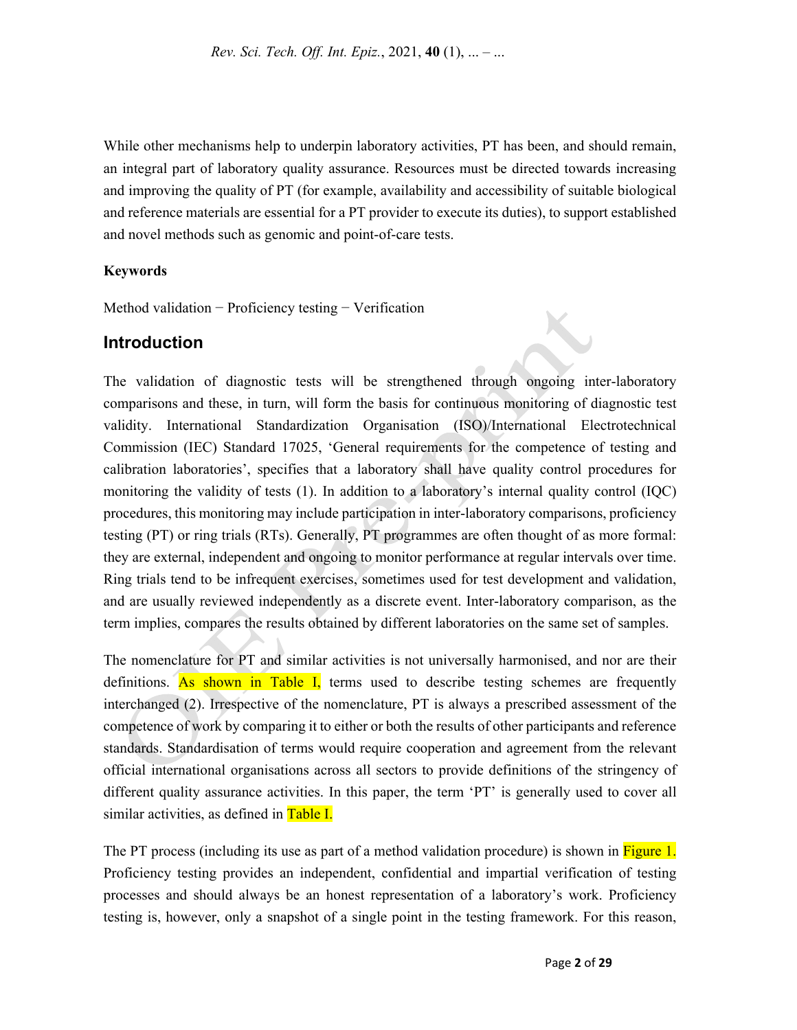While other mechanisms help to underpin laboratory activities, PT has been, and should remain, an integral part of laboratory quality assurance. Resources must be directed towards increasing and improving the quality of PT (for example, availability and accessibility of suitable biological and reference materials are essential for a PT provider to execute its duties), to support established and novel methods such as genomic and point-of-care tests.

**Keywords**

Method validation − Proficiency testing − Verification

## Introduction

The validation of diagnostic tests will be strengthened through ongoing inter-laboratory comparisons and these, in turn, will form the basis for continuous monitoring of diagnostic test validity. International Standardization Organisation (ISO)/International Electrotechnical Commission (IEC) Standard 17025, 'General requirements for the competence of testing and calibration laboratories', specifies that a laboratory shall have quality control procedures for monitoring the validity of tests (1). In addition to a laboratory's internal quality control (IQC) procedures, this monitoring may include participation in inter-laboratory comparisons, proficiency testing (PT) or ring trials (RTs). Generally, PT programmes are often thought of as more formal: they are external, independent and ongoing to monitor performance at regular intervals over time. Ring trials tend to be infrequent exercises, sometimes used for test development and validation, and are usually reviewed independently as a discrete event. Inter-laboratory comparison, as the term implies, compares the results obtained by different laboratories on the same set of samples.

The nomenclature for PT and similar activities is not universally harmonised, and nor are their definitions. As shown in Table I, terms used to describe testing schemes are frequently interchanged (2). Irrespective of the nomenclature, PT is always a prescribed assessment of the competence of work by comparing it to either or both the results of other participants and reference standards. Standardisation of terms would require cooperation and agreement from the relevant official international organisations across all sectors to provide definitions of the stringency of different quality assurance activities. In this paper, the term 'PT' is generally used to cover all similar activities, as defined in Table I.

The PT process (including its use as part of a method validation procedure) is shown in Figure 1. Proficiency testing provides an independent, confidential and impartial verification of testing processes and should always be an honest representation of a laboratory's work. Proficiency testing is, however, only a snapshot of a single point in the testing framework. For this reason,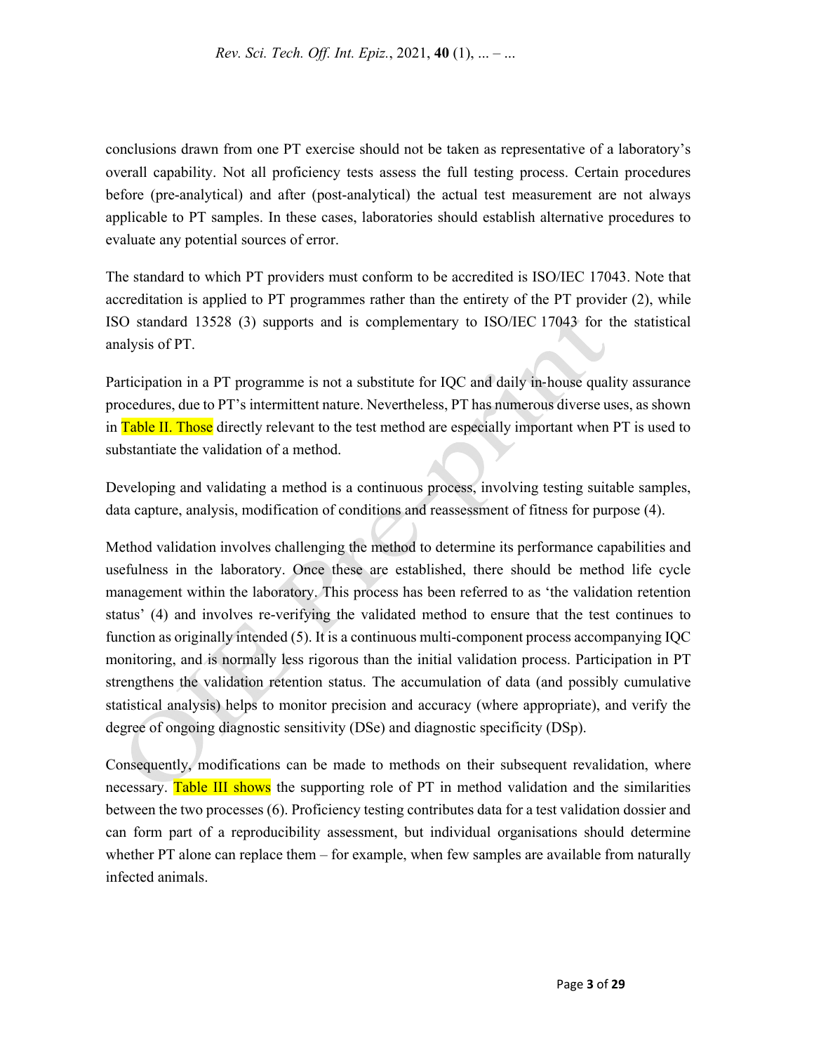conclusions drawn from one PT exercise should not be taken as representative of a laboratory's overall capability. Not all proficiency tests assess the full testing process. Certain procedures before (pre-analytical) and after (post-analytical) the actual test measurement are not always applicable to PT samples. In these cases, laboratories should establish alternative procedures to evaluate any potential sources of error.

The standard to which PT providers must conform to be accredited is ISO/IEC 17043. Note that accreditation is applied to PT programmes rather than the entirety of the PT provider (2), while ISO standard 13528 (3) supports and is complementary to ISO/IEC 17043 for the statistical analysis of PT.

Participation in a PT programme is not a substitute for IQC and daily in-house quality assurance procedures, due to PT's intermittent nature. Nevertheless, PT has numerous diverse uses, as shown in Table II. Those directly relevant to the test method are especially important when PT is used to substantiate the validation of a method.

Developing and validating a method is a continuous process, involving testing suitable samples, data capture, analysis, modification of conditions and reassessment of fitness for purpose (4).

Method validation involves challenging the method to determine its performance capabilities and usefulness in the laboratory. Once these are established, there should be method life cycle management within the laboratory. This process has been referred to as 'the validation retention status' (4) and involves re-verifying the validated method to ensure that the test continues to function as originally intended (5). It is a continuous multi-component process accompanying IQC monitoring, and is normally less rigorous than the initial validation process. Participation in PT strengthens the validation retention status. The accumulation of data (and possibly cumulative statistical analysis) helps to monitor precision and accuracy (where appropriate), and verify the degree of ongoing diagnostic sensitivity (DSe) and diagnostic specificity (DSp).

Consequently, modifications can be made to methods on their subsequent revalidation, where necessary. Table III shows the supporting role of PT in method validation and the similarities between the two processes (6). Proficiency testing contributes data for a test validation dossier and can form part of a reproducibility assessment, but individual organisations should determine whether PT alone can replace them – for example, when few samples are available from naturally infected animals.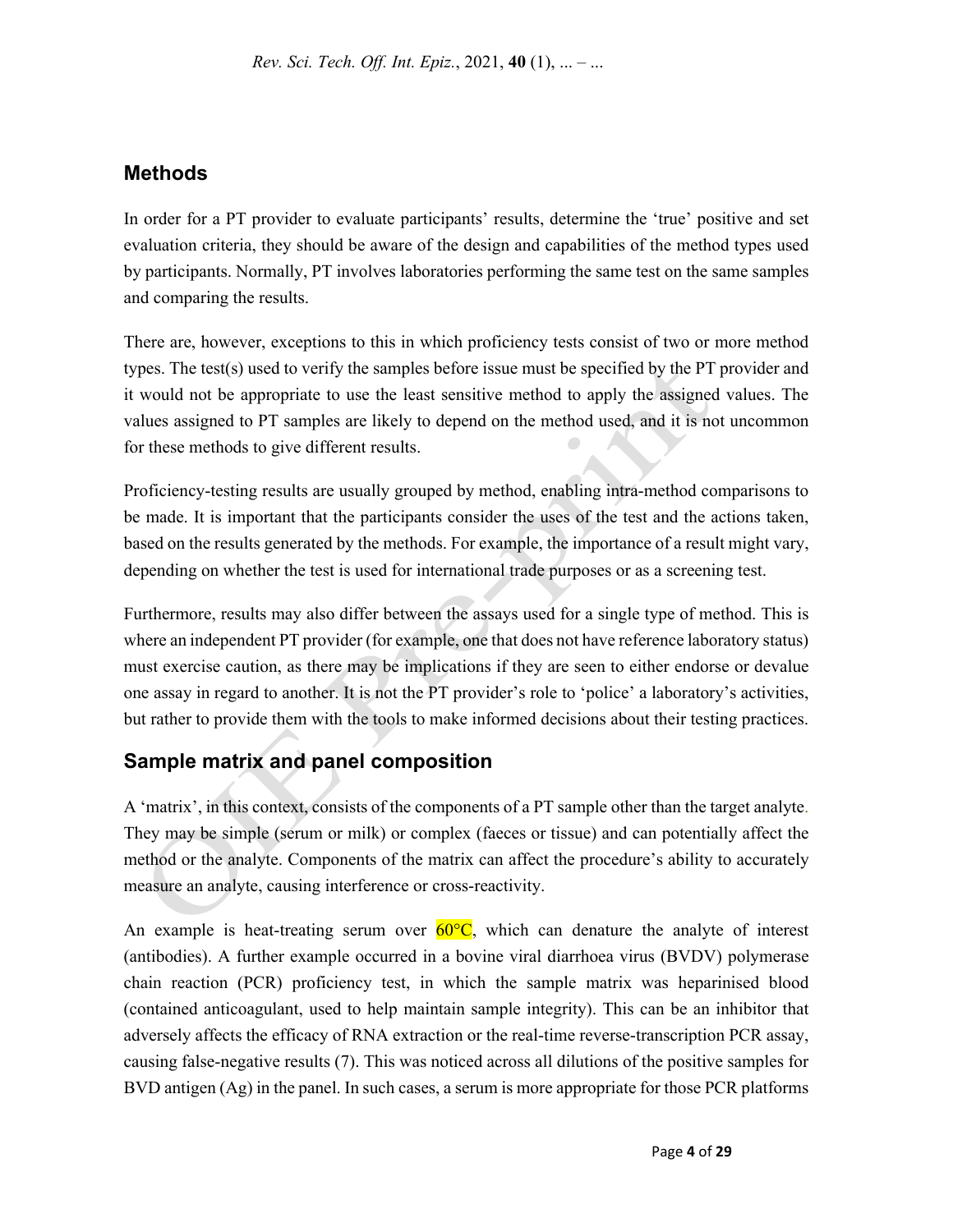## Methods

In order for a PT provider to evaluate participants' results, determine the 'true' positive and set evaluation criteria, they should be aware of the design and capabilities of the method types used by participants. Normally, PT involves laboratories performing the same test on the same samples and comparing the results.

There are, however, exceptions to this in which proficiency tests consist of two or more method types. The test(s) used to verify the samples before issue must be specified by the PT provider and it would not be appropriate to use the least sensitive method to apply the assigned values. The values assigned to PT samples are likely to depend on the method used, and it is not uncommon for these methods to give different results.

Proficiency-testing results are usually grouped by method, enabling intra-method comparisons to be made. It is important that the participants consider the uses of the test and the actions taken, based on the results generated by the methods. For example, the importance of a result might vary, depending on whether the test is used for international trade purposes or as a screening test.

Furthermore, results may also differ between the assays used for a single type of method. This is where an independent PT provider (for example, one that does not have reference laboratory status) must exercise caution, as there may be implications if they are seen to either endorse or devalue one assay in regard to another. It is not the PT provider's role to 'police' a laboratory's activities, but rather to provide them with the tools to make informed decisions about their testing practices.

## Sample matrix and panel composition

A 'matrix', in this context, consists of the components of a PT sample other than the target analyte. They may be simple (serum or milk) or complex (faeces or tissue) and can potentially affect the method or the analyte. Components of the matrix can affect the procedure's ability to accurately measure an analyte, causing interference or cross-reactivity.

An example is heat-treating serum over 60°C, which can denature the analyte of interest (antibodies). A further example occurred in a bovine viral diarrhoea virus (BVDV) polymerase chain reaction (PCR) proficiency test, in which the sample matrix was heparinised blood (contained anticoagulant, used to help maintain sample integrity). This can be an inhibitor that adversely affects the efficacy of RNA extraction or the real-time reverse-transcription PCR assay, causing false-negative results (7). This was noticed across all dilutions of the positive samples for BVD antigen (Ag) in the panel. In such cases, a serum is more appropriate for those PCR platforms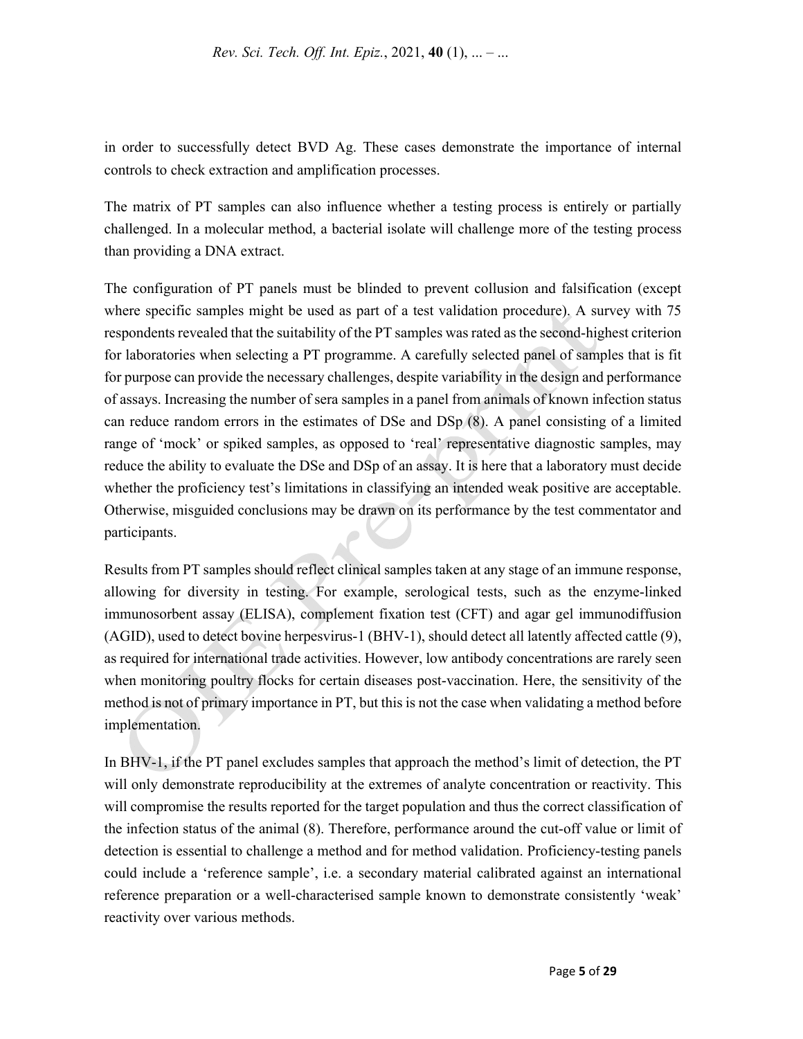in order to successfully detect BVD Ag. These cases demonstrate the importance of internal controls to check extraction and amplification processes.

The matrix of PT samples can also influence whether a testing process is entirely or partially challenged. In a molecular method, a bacterial isolate will challenge more of the testing process than providing a DNA extract.

The configuration of PT panels must be blinded to prevent collusion and falsification (except where specific samples might be used as part of a test validation procedure). A survey with 75 respondents revealed that the suitability of the PT samples was rated as the second-highest criterion for laboratories when selecting a PT programme. A carefully selected panel of samples that is fit for purpose can provide the necessary challenges, despite variability in the design and performance of assays. Increasing the number of sera samples in a panel from animals of known infection status can reduce random errors in the estimates of DSe and DSp (8). A panel consisting of a limited range of 'mock' or spiked samples, as opposed to 'real' representative diagnostic samples, may reduce the ability to evaluate the DSe and DSp of an assay. It is here that a laboratory must decide whether the proficiency test's limitations in classifying an intended weak positive are acceptable. Otherwise, misguided conclusions may be drawn on its performance by the test commentator and participants.

Results from PT samples should reflect clinical samples taken at any stage of an immune response, allowing for diversity in testing. For example, serological tests, such as the enzyme-linked immunosorbent assay (ELISA), complement fixation test (CFT) and agar gel immunodiffusion (AGID), used to detect bovine herpesvirus-1 (BHV-1), should detect all latently affected cattle (9), as required for international trade activities. However, low antibody concentrations are rarely seen when monitoring poultry flocks for certain diseases post-vaccination. Here, the sensitivity of the method is not of primary importance in PT, but this is not the case when validating a method before implementation.

In BHV-1, if the PT panel excludes samples that approach the method's limit of detection, the PT will only demonstrate reproducibility at the extremes of analyte concentration or reactivity. This will compromise the results reported for the target population and thus the correct classification of the infection status of the animal (8). Therefore, performance around the cut-off value or limit of detection is essential to challenge a method and for method validation. Proficiency-testing panels could include a 'reference sample', i.e. a secondary material calibrated against an international reference preparation or a well-characterised sample known to demonstrate consistently 'weak' reactivity over various methods.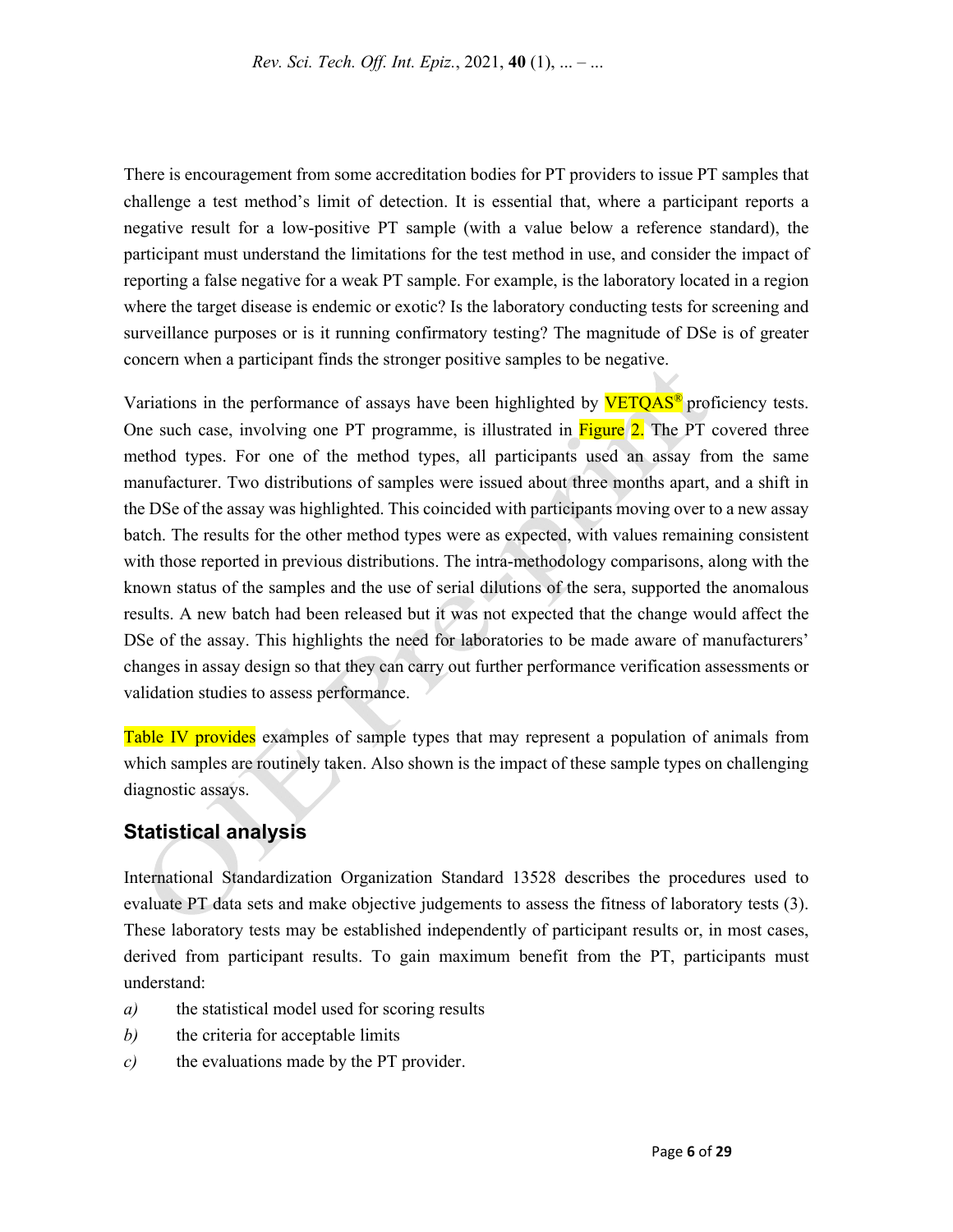There is encouragement from some accreditation bodies for PT providers to issue PT samples that challenge a test method's limit of detection. It is essential that, where a participant reports a negative result for a low-positive PT sample (with a value below a reference standard), the participant must understand the limitations for the test method in use, and consider the impact of reporting a false negative for a weak PT sample. For example, is the laboratory located in a region where the target disease is endemic or exotic? Is the laboratory conducting tests for screening and surveillance purposes or is it running confirmatory testing? The magnitude of DSe is of greater concern when a participant finds the stronger positive samples to be negative.

Variations in the performance of assays have been highlighted by VETQAS® proficiency tests. One such case, involving one PT programme, is illustrated in Figure 2. The PT covered three method types. For one of the method types, all participants used an assay from the same manufacturer. Two distributions of samples were issued about three months apart, and a shift in the DSe of the assay was highlighted. This coincided with participants moving over to a new assay batch. The results for the other method types were as expected, with values remaining consistent with those reported in previous distributions. The intra-methodology comparisons, along with the known status of the samples and the use of serial dilutions of the sera, supported the anomalous results. A new batch had been released but it was not expected that the change would affect the DSe of the assay. This highlights the need for laboratories to be made aware of manufacturers' changes in assay design so that they can carry out further performance verification assessments or validation studies to assess performance.

Table IV provides examples of sample types that may represent a population of animals from which samples are routinely taken. Also shown is the impact of these sample types on challenging diagnostic assays.

## Statistical analysis

International Standardization Organization Standard 13528 describes the procedures used to evaluate PT data sets and make objective judgements to assess the fitness of laboratory tests (3). These laboratory tests may be established independently of participant results or, in most cases, derived from participant results. To gain maximum benefit from the PT, participants must understand:

*a)* the statistical model used for scoring results

*b)* the criteria for acceptable limits

*c)* the evaluations made by the PT provider.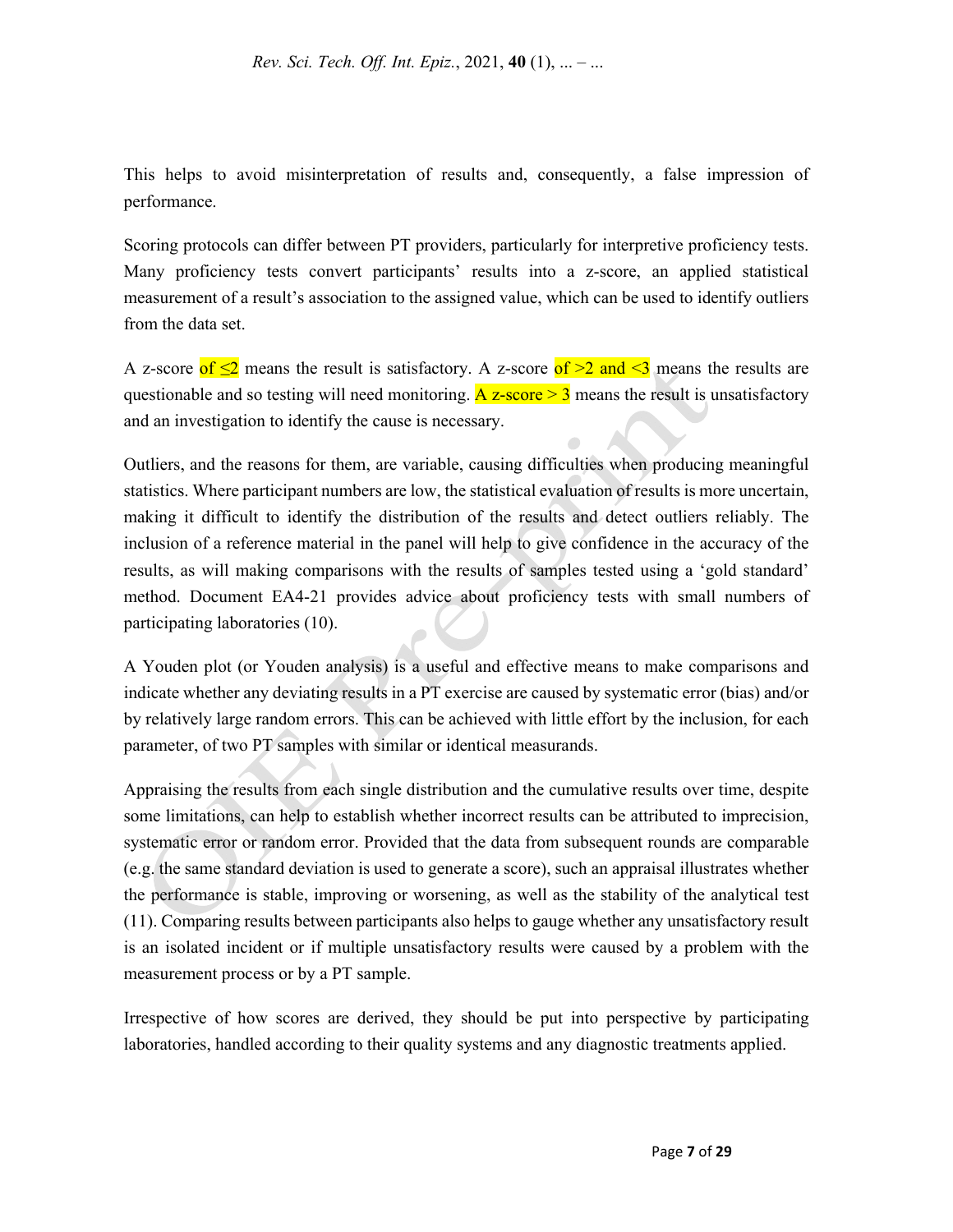This helps to avoid misinterpretation of results and, consequently, a false impression of performance.

Scoring protocols can differ between PT providers, particularly for interpretive proficiency tests. Many proficiency tests convert participants' results into a z-score, an applied statistical measurement of a result's association to the assigned value, which can be used to identify outliers from the data set.

A z-score of $\leq 2$ means the result is satisfactory. A z-score of $>2$ and $<3$ means the results are questionable and so testing will need monitoring. A z-score $> 3$ means the result is unsatisfactory and an investigation to identify the cause is necessary.

Outliers, and the reasons for them, are variable, causing difficulties when producing meaningful statistics. Where participant numbers are low, the statistical evaluation of results is more uncertain, making it difficult to identify the distribution of the results and detect outliers reliably. The inclusion of a reference material in the panel will help to give confidence in the accuracy of the results, as will making comparisons with the results of samples tested using a 'gold standard' method. Document EA4-21 provides advice about proficiency tests with small numbers of participating laboratories (10).

A Youden plot (or Youden analysis) is a useful and effective means to make comparisons and indicate whether any deviating results in a PT exercise are caused by systematic error (bias) and/or by relatively large random errors. This can be achieved with little effort by the inclusion, for each parameter, of two PT samples with similar or identical measurands.

Appraising the results from each single distribution and the cumulative results over time, despite some limitations, can help to establish whether incorrect results can be attributed to imprecision, systematic error or random error. Provided that the data from subsequent rounds are comparable (e.g. the same standard deviation is used to generate a score), such an appraisal illustrates whether the performance is stable, improving or worsening, as well as the stability of the analytical test (11). Comparing results between participants also helps to gauge whether any unsatisfactory result is an isolated incident or if multiple unsatisfactory results were caused by a problem with the measurement process or by a PT sample.

Irrespective of how scores are derived, they should be put into perspective by participating laboratories, handled according to their quality systems and any diagnostic treatments applied.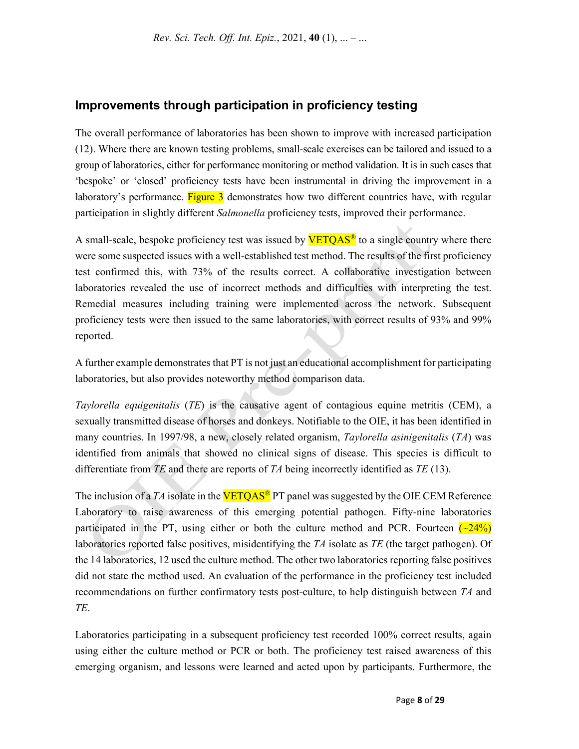## Improvements through participation in proficiency testing

The overall performance of laboratories has been shown to improve with increased participation (12). Where there are known testing problems, small-scale exercises can be tailored and issued to a group of laboratories, either for performance monitoring or method validation. It is in such cases that 'bespoke' or 'closed' proficiency tests have been instrumental in driving the improvement in a laboratory's performance. Figure 3 demonstrates how two different countries have, with regular participation in slightly different *Salmonella* proficiency tests, improved their performance.

A small-scale, bespoke proficiency test was issued by VETQAS® to a single country where there were some suspected issues with a well-established test method. The results of the first proficiency test confirmed this, with 73% of the results correct. A collaborative investigation between laboratories revealed the use of incorrect methods and difficulties with interpreting the test. Remedial measures including training were implemented across the network. Subsequent proficiency tests were then issued to the same laboratories, with correct results of 93% and 99% reported.

A further example demonstrates that PT is not just an educational accomplishment for participating laboratories, but also provides noteworthy method comparison data.

*Taylorella equigenitalis* (*TE*) is the causative agent of contagious equine metritis (CEM), a sexually transmitted disease of horses and donkeys. Notifiable to the OIE, it has been identified in many countries. In 1997/98, a new, closely related organism, *Taylorella asinigenitalis* (*TA*) was identified from animals that showed no clinical signs of disease. This species is difficult to differentiate from *TE* and there are reports of *TA* being incorrectly identified as *TE* (13).

The inclusion of a *TA* isolate in the VETQAS® PT panel was suggested by the OIE CEM Reference Laboratory to raise awareness of this emerging potential pathogen. Fifty-nine laboratories participated in the PT, using either or both the culture method and PCR. Fourteen (~24%) laboratories reported false positives, misidentifying the *TA* isolate as *TE* (the target pathogen). Of the 14 laboratories, 12 used the culture method. The other two laboratories reporting false positives did not state the method used. An evaluation of the performance in the proficiency test included recommendations on further confirmatory tests post-culture, to help distinguish between *TA* and *TE*.

Laboratories participating in a subsequent proficiency test recorded 100% correct results, again using either the culture method or PCR or both. The proficiency test raised awareness of this emerging organism, and lessons were learned and acted upon by participants. Furthermore, the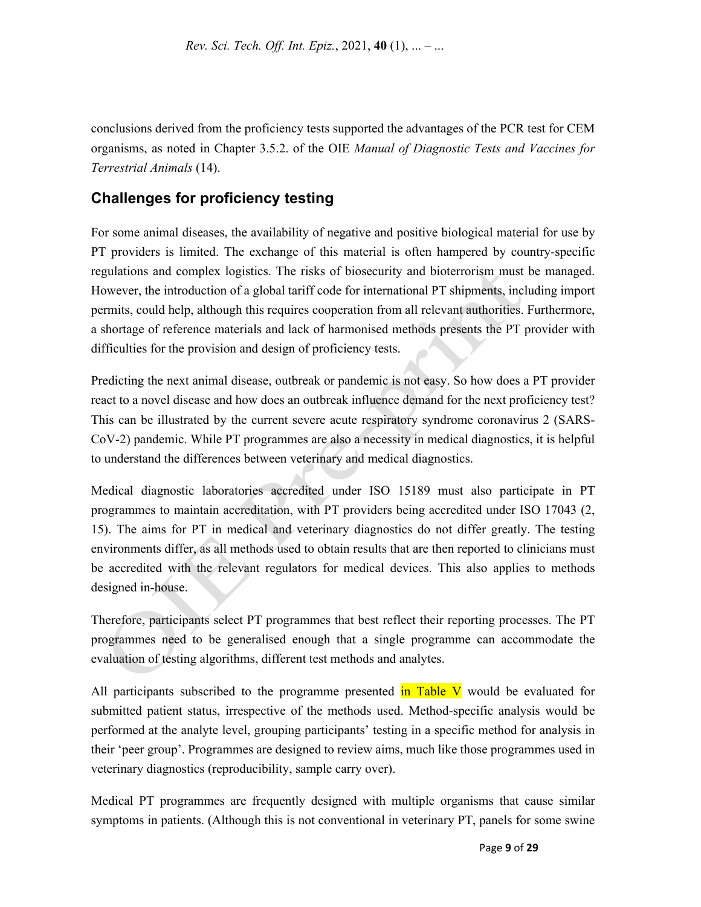conclusions derived from the proficiency tests supported the advantages of the PCR test for CEM organisms, as noted in Chapter 3.5.2. of the OIE *Manual of Diagnostic Tests and Vaccines for Terrestrial Animals* (14).

## Challenges for proficiency testing

For some animal diseases, the availability of negative and positive biological material for use by PT providers is limited. The exchange of this material is often hampered by country-specific regulations and complex logistics. The risks of biosecurity and bioterrorism must be managed. However, the introduction of a global tariff code for international PT shipments, including import permits, could help, although this requires cooperation from all relevant authorities. Furthermore, a shortage of reference materials and lack of harmonised methods presents the PT provider with difficulties for the provision and design of proficiency tests.

Predicting the next animal disease, outbreak or pandemic is not easy. So how does a PT provider react to a novel disease and how does an outbreak influence demand for the next proficiency test? This can be illustrated by the current severe acute respiratory syndrome coronavirus 2 (SARS-CoV-2) pandemic. While PT programmes are also a necessity in medical diagnostics, it is helpful to understand the differences between veterinary and medical diagnostics.

Medical diagnostic laboratories accredited under ISO 15189 must also participate in PT programmes to maintain accreditation, with PT providers being accredited under ISO 17043 (2, 15). The aims for PT in medical and veterinary diagnostics do not differ greatly. The testing environments differ, as all methods used to obtain results that are then reported to clinicians must be accredited with the relevant regulators for medical devices. This also applies to methods designed in-house.

Therefore, participants select PT programmes that best reflect their reporting processes. The PT programmes need to be generalised enough that a single programme can accommodate the evaluation of testing algorithms, different test methods and analytes.

All participants subscribed to the programme presented in Table V would be evaluated for submitted patient status, irrespective of the methods used. Method-specific analysis would be performed at the analyte level, grouping participants' testing in a specific method for analysis in their 'peer group'. Programmes are designed to review aims, much like those programmes used in veterinary diagnostics (reproducibility, sample carry over).

Medical PT programmes are frequently designed with multiple organisms that cause similar symptoms in patients. (Although this is not conventional in veterinary PT, panels for some swine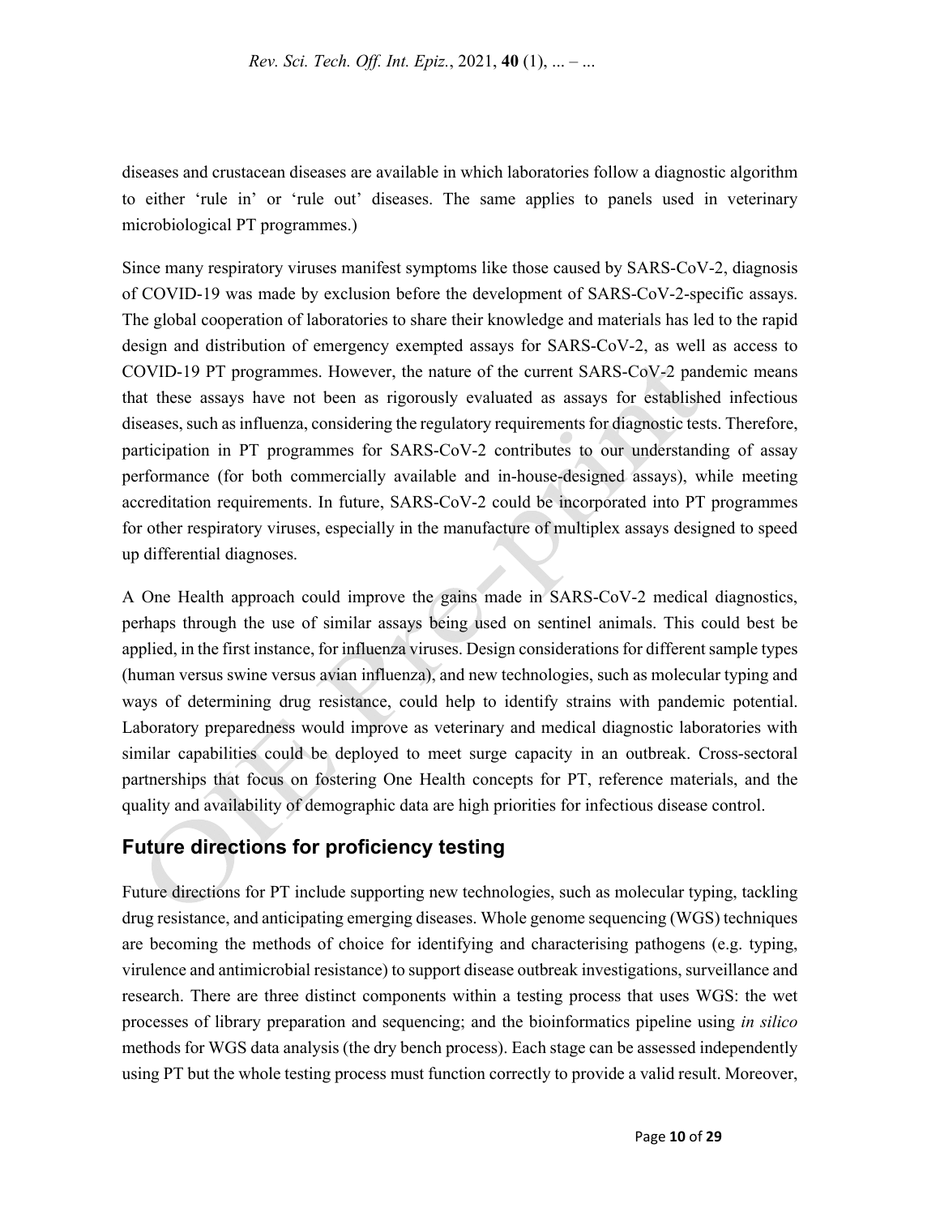diseases and crustacean diseases are available in which laboratories follow a diagnostic algorithm to either 'rule in' or 'rule out' diseases. The same applies to panels used in veterinary microbiological PT programmes.)

Since many respiratory viruses manifest symptoms like those caused by SARS-CoV-2, diagnosis of COVID-19 was made by exclusion before the development of SARS-CoV-2-specific assays. The global cooperation of laboratories to share their knowledge and materials has led to the rapid design and distribution of emergency exempted assays for SARS-CoV-2, as well as access to COVID-19 PT programmes. However, the nature of the current SARS-CoV-2 pandemic means that these assays have not been as rigorously evaluated as assays for established infectious diseases, such as influenza, considering the regulatory requirements for diagnostic tests. Therefore, participation in PT programmes for SARS-CoV-2 contributes to our understanding of assay performance (for both commercially available and in-house-designed assays), while meeting accreditation requirements. In future, SARS-CoV-2 could be incorporated into PT programmes for other respiratory viruses, especially in the manufacture of multiplex assays designed to speed up differential diagnoses.

A One Health approach could improve the gains made in SARS-CoV-2 medical diagnostics, perhaps through the use of similar assays being used on sentinel animals. This could best be applied, in the first instance, for influenza viruses. Design considerations for different sample types (human versus swine versus avian influenza), and new technologies, such as molecular typing and ways of determining drug resistance, could help to identify strains with pandemic potential. Laboratory preparedness would improve as veterinary and medical diagnostic laboratories with similar capabilities could be deployed to meet surge capacity in an outbreak. Cross-sectoral partnerships that focus on fostering One Health concepts for PT, reference materials, and the quality and availability of demographic data are high priorities for infectious disease control.

## Future directions for proficiency testing

Future directions for PT include supporting new technologies, such as molecular typing, tackling drug resistance, and anticipating emerging diseases. Whole genome sequencing (WGS) techniques are becoming the methods of choice for identifying and characterising pathogens (e.g. typing, virulence and antimicrobial resistance) to support disease outbreak investigations, surveillance and research. There are three distinct components within a testing process that uses WGS: the wet processes of library preparation and sequencing; and the bioinformatics pipeline using *in silico* methods for WGS data analysis (the dry bench process). Each stage can be assessed independently using PT but the whole testing process must function correctly to provide a valid result. Moreover,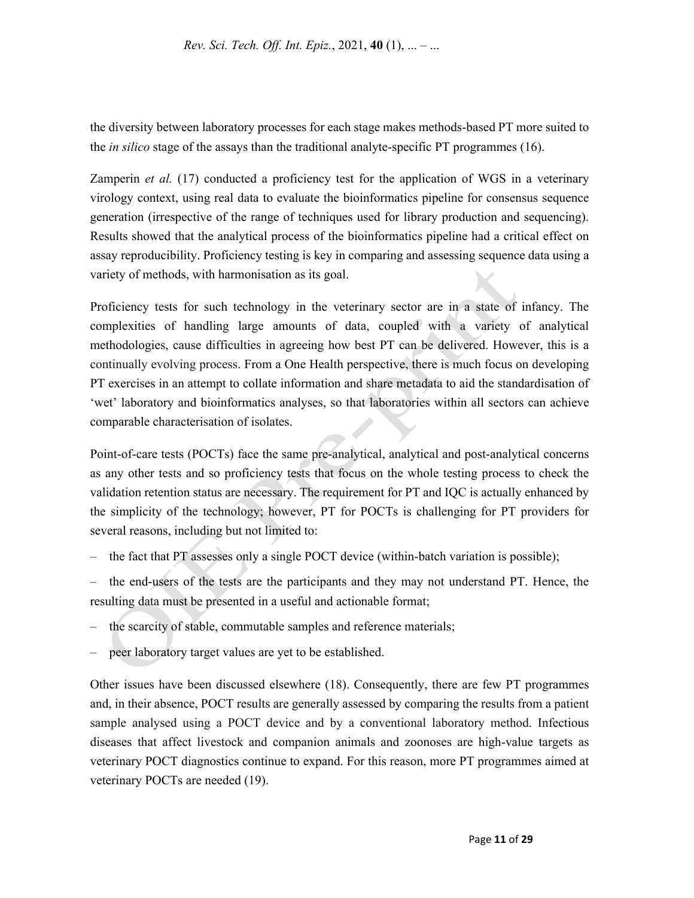the diversity between laboratory processes for each stage makes methods-based PT more suited to the *in silico* stage of the assays than the traditional analyte-specific PT programmes (16).

Zamperin *et al.* (17) conducted a proficiency test for the application of WGS in a veterinary virology context, using real data to evaluate the bioinformatics pipeline for consensus sequence generation (irrespective of the range of techniques used for library production and sequencing). Results showed that the analytical process of the bioinformatics pipeline had a critical effect on assay reproducibility. Proficiency testing is key in comparing and assessing sequence data using a variety of methods, with harmonisation as its goal.

Proficiency tests for such technology in the veterinary sector are in a state of infancy. The complexities of handling large amounts of data, coupled with a variety of analytical methodologies, cause difficulties in agreeing how best PT can be delivered. However, this is a continually evolving process. From a One Health perspective, there is much focus on developing PT exercises in an attempt to collate information and share metadata to aid the standardisation of 'wet' laboratory and bioinformatics analyses, so that laboratories within all sectors can achieve comparable characterisation of isolates.

Point-of-care tests (POCTs) face the same pre-analytical, analytical and post-analytical concerns as any other tests and so proficiency tests that focus on the whole testing process to check the validation retention status are necessary. The requirement for PT and IQC is actually enhanced by the simplicity of the technology; however, PT for POCTs is challenging for PT providers for several reasons, including but not limited to:

– the fact that PT assesses only a single POCT device (within-batch variation is possible);

– the end-users of the tests are the participants and they may not understand PT. Hence, the resulting data must be presented in a useful and actionable format;

– the scarcity of stable, commutable samples and reference materials;

– peer laboratory target values are yet to be established.

Other issues have been discussed elsewhere (18). Consequently, there are few PT programmes and, in their absence, POCT results are generally assessed by comparing the results from a patient sample analysed using a POCT device and by a conventional laboratory method. Infectious diseases that affect livestock and companion animals and zoonoses are high-value targets as veterinary POCT diagnostics continue to expand. For this reason, more PT programmes aimed at veterinary POCTs are needed (19).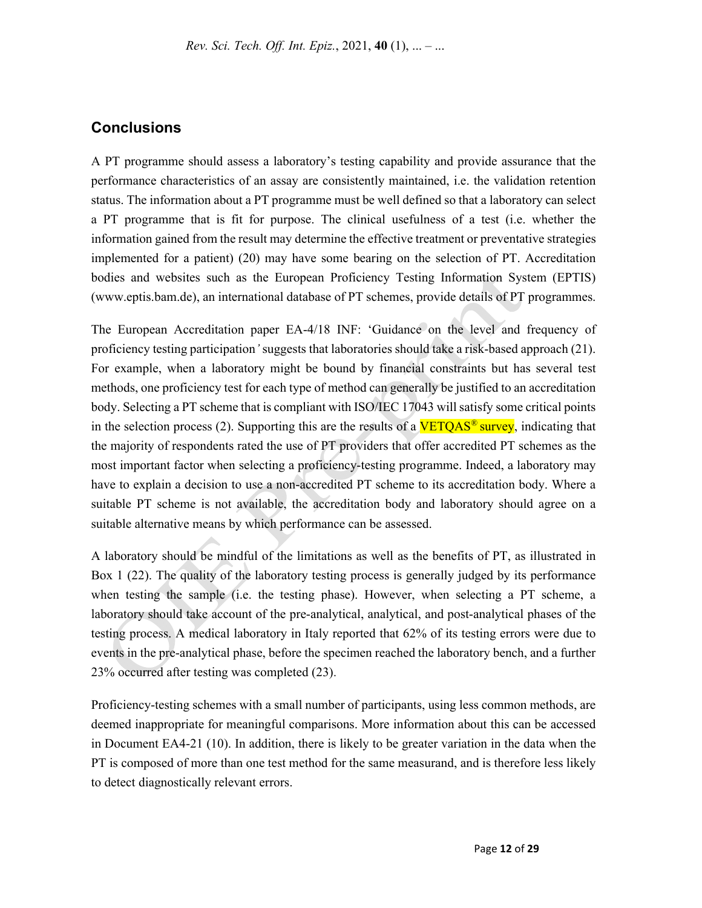## Conclusions

A PT programme should assess a laboratory's testing capability and provide assurance that the performance characteristics of an assay are consistently maintained, i.e. the validation retention status. The information about a PT programme must be well defined so that a laboratory can select a PT programme that is fit for purpose. The clinical usefulness of a test (i.e. whether the information gained from the result may determine the effective treatment or preventative strategies implemented for a patient) (20) may have some bearing on the selection of PT. Accreditation bodies and websites such as the European Proficiency Testing Information System (EPTIS) (www.eptis.bam.de), an international database of PT schemes, provide details of PT programmes.

The European Accreditation paper EA-4/18 INF: 'Guidance on the level and frequency of proficiency testing participation' suggests that laboratories should take a risk-based approach (21). For example, when a laboratory might be bound by financial constraints but has several test methods, one proficiency test for each type of method can generally be justified to an accreditation body. Selecting a PT scheme that is compliant with ISO/IEC 17043 will satisfy some critical points in the selection process (2). Supporting this are the results of a VETQAS® survey, indicating that the majority of respondents rated the use of PT providers that offer accredited PT schemes as the most important factor when selecting a proficiency-testing programme. Indeed, a laboratory may have to explain a decision to use a non-accredited PT scheme to its accreditation body. Where a suitable PT scheme is not available, the accreditation body and laboratory should agree on a suitable alternative means by which performance can be assessed.

A laboratory should be mindful of the limitations as well as the benefits of PT, as illustrated in Box 1 (22). The quality of the laboratory testing process is generally judged by its performance when testing the sample (i.e. the testing phase). However, when selecting a PT scheme, a laboratory should take account of the pre-analytical, analytical, and post-analytical phases of the testing process. A medical laboratory in Italy reported that 62% of its testing errors were due to events in the pre-analytical phase, before the specimen reached the laboratory bench, and a further 23% occurred after testing was completed (23).

Proficiency-testing schemes with a small number of participants, using less common methods, are deemed inappropriate for meaningful comparisons. More information about this can be accessed in Document EA4-21 (10). In addition, there is likely to be greater variation in the data when the PT is composed of more than one test method for the same measurand, and is therefore less likely to detect diagnostically relevant errors.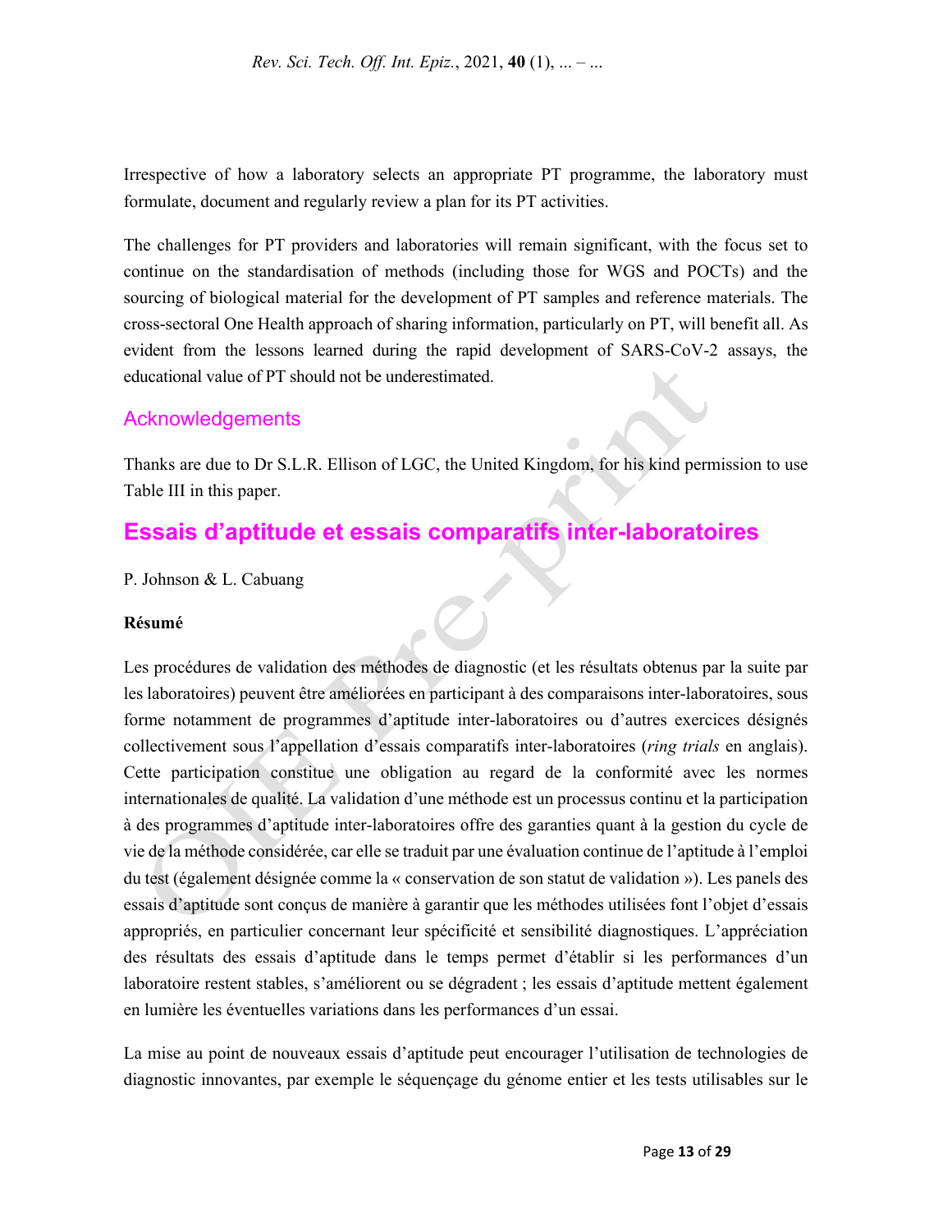Irrespective of how a laboratory selects an appropriate PT programme, the laboratory must formulate, document and regularly review a plan for its PT activities.

The challenges for PT providers and laboratories will remain significant, with the focus set to continue on the standardisation of methods (including those for WGS and POCTs) and the sourcing of biological material for the development of PT samples and reference materials. The cross-sectoral One Health approach of sharing information, particularly on PT, will benefit all. As evident from the lessons learned during the rapid development of SARS-CoV-2 assays, the educational value of PT should not be underestimated.

## Acknowledgements

Thanks are due to Dr S.L.R. Ellison of LGC, the United Kingdom, for his kind permission to use Table III in this paper.

# Essais d'aptitude et essais comparatifs inter-laboratoires

P. Johnson & L. Cabuang

**Résumé**

Les procédures de validation des méthodes de diagnostic (et les résultats obtenus par la suite par les laboratoires) peuvent être améliorées en participant à des comparaisons inter-laboratoires, sous forme notamment de programmes d'aptitude inter-laboratoires ou d'autres exercices désignés collectivement sous l'appellation d'essais comparatifs inter-laboratoires (*ring trials* en anglais). Cette participation constitue une obligation au regard de la conformité avec les normes internationales de qualité. La validation d'une méthode est un processus continu et la participation à des programmes d'aptitude inter-laboratoires offre des garanties quant à la gestion du cycle de vie de la méthode considérée, car elle se traduit par une évaluation continue de l'aptitude à l'emploi du test (également désignée comme la « conservation de son statut de validation »). Les panels des essais d'aptitude sont conçus de manière à garantir que les méthodes utilisées font l'objet d'essais appropriés, en particulier concernant leur spécificité et sensibilité diagnostiques. L'appréciation des résultats des essais d'aptitude dans le temps permet d'établir si les performances d'un laboratoire restent stables, s'améliorent ou se dégradent ; les essais d'aptitude mettent également en lumière les éventuelles variations dans les performances d'un essai.

La mise au point de nouveaux essais d'aptitude peut encourager l'utilisation de technologies de diagnostic innovantes, par exemple le séquençage du génome entier et les tests utilisables sur le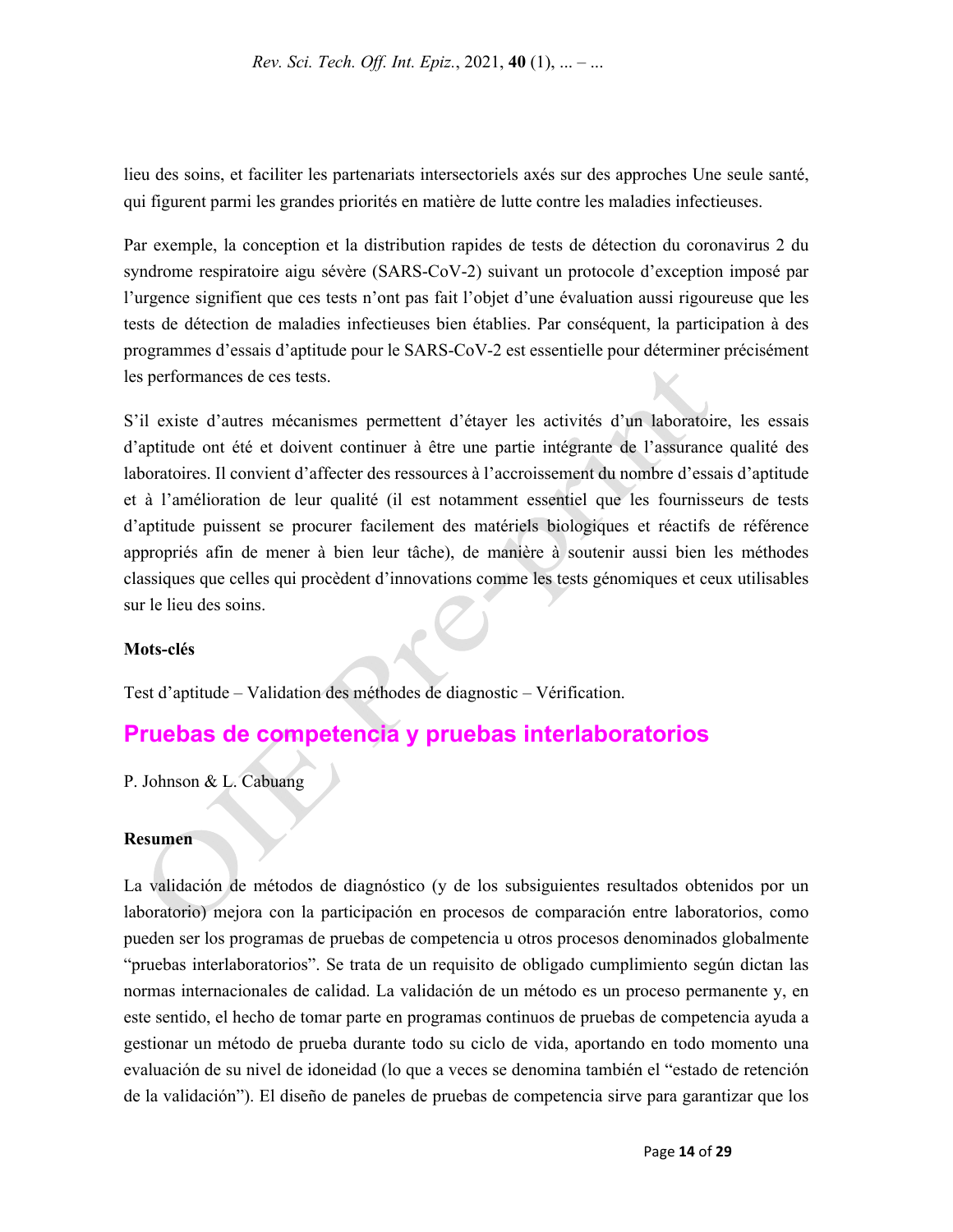lieu des soins, et faciliter les partenariats intersectoriels axés sur des approches Une seule santé, qui figurent parmi les grandes priorités en matière de lutte contre les maladies infectieuses.

Par exemple, la conception et la distribution rapides de tests de détection du coronavirus 2 du syndrome respiratoire aigu sévère (SARS-CoV-2) suivant un protocole d'exception imposé par l'urgence signifient que ces tests n'ont pas fait l'objet d'une évaluation aussi rigoureuse que les tests de détection de maladies infectieuses bien établies. Par conséquent, la participation à des programmes d'essais d'aptitude pour le SARS-CoV-2 est essentielle pour déterminer précisément les performances de ces tests.

S'il existe d'autres mécanismes permettent d'étayer les activités d'un laboratoire, les essais d'aptitude ont été et doivent continuer à être une partie intégrante de l'assurance qualité des laboratoires. Il convient d'affecter des ressources à l'accroissement du nombre d'essais d'aptitude et à l'amélioration de leur qualité (il est notamment essentiel que les fournisseurs de tests d'aptitude puissent se procurer facilement des matériels biologiques et réactifs de référence appropriés afin de mener à bien leur tâche), de manière à soutenir aussi bien les méthodes classiques que celles qui procèdent d'innovations comme les tests génomiques et ceux utilisables sur le lieu des soins.

**Mots-clés**

Test d'aptitude – Validation des méthodes de diagnostic – Vérification.

## Pruebas de competencia y pruebas interlaboratorios

P. Johnson & L. Cabuang

**Resumen**

La validación de métodos de diagnóstico (y de los subsiguientes resultados obtenidos por un laboratorio) mejora con la participación en procesos de comparación entre laboratorios, como pueden ser los programas de pruebas de competencia u otros procesos denominados globalmente "pruebas interlaboratorios". Se trata de un requisito de obligado cumplimiento según dictan las normas internacionales de calidad. La validación de un método es un proceso permanente y, en este sentido, el hecho de tomar parte en programas continuos de pruebas de competencia ayuda a gestionar un método de prueba durante todo su ciclo de vida, aportando en todo momento una evaluación de su nivel de idoneidad (lo que a veces se denomina también el "estado de retención de la validación"). El diseño de paneles de pruebas de competencia sirve para garantizar que los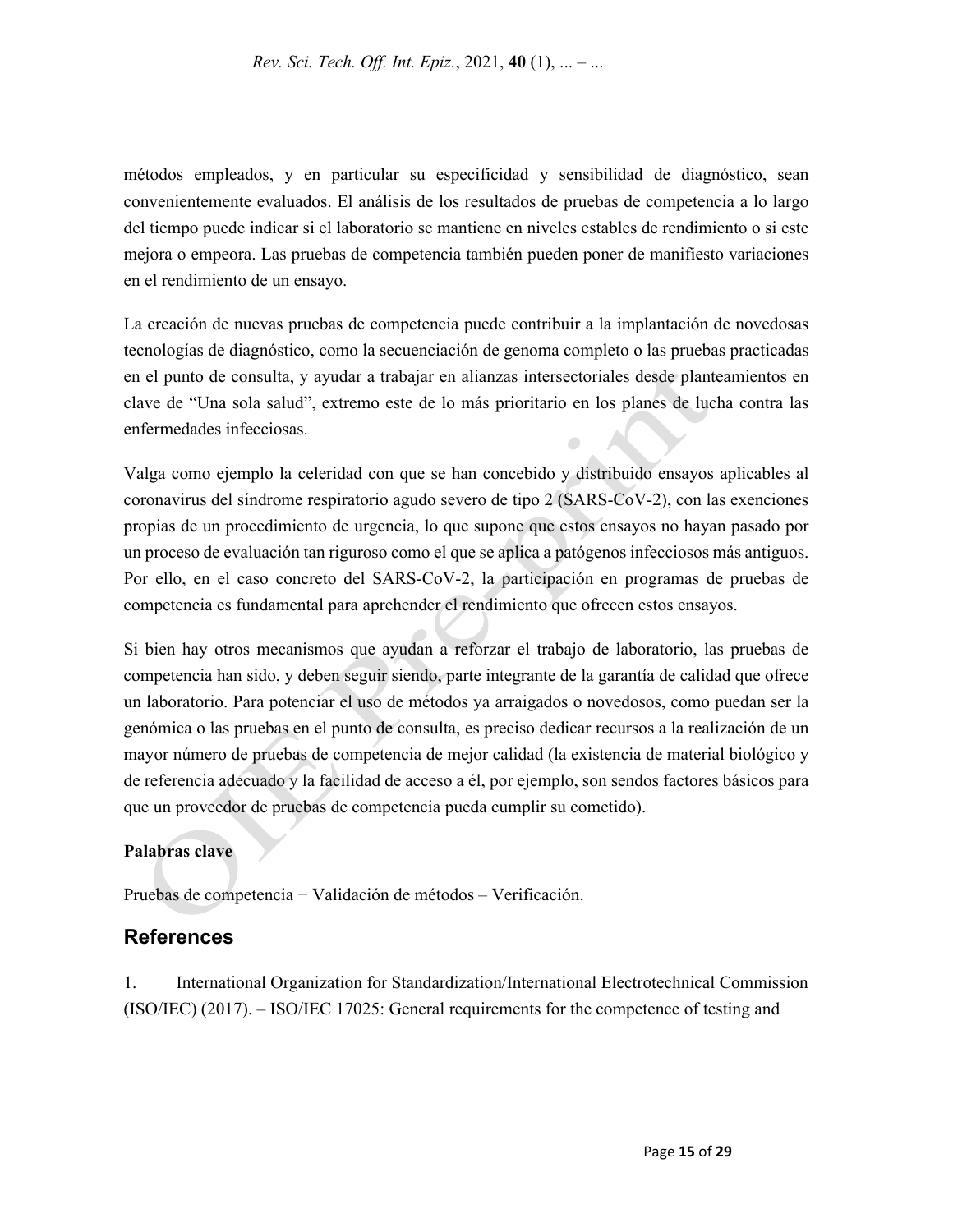métodos empleados, y en particular su especificidad y sensibilidad de diagnóstico, sean convenientemente evaluados. El análisis de los resultados de pruebas de competencia a lo largo del tiempo puede indicar si el laboratorio se mantiene en niveles estables de rendimiento o si este mejora o empeora. Las pruebas de competencia también pueden poner de manifiesto variaciones en el rendimiento de un ensayo.

La creación de nuevas pruebas de competencia puede contribuir a la implantación de novedosas tecnologías de diagnóstico, como la secuenciación de genoma completo o las pruebas practicadas en el punto de consulta, y ayudar a trabajar en alianzas intersectoriales desde planteamientos en clave de "Una sola salud", extremo este de lo más prioritario en los planes de lucha contra las enfermedades infecciosas.

Valga como ejemplo la celeridad con que se han concebido y distribuido ensayos aplicables al coronavirus del síndrome respiratorio agudo severo de tipo 2 (SARS-CoV-2), con las exenciones propias de un procedimiento de urgencia, lo que supone que estos ensayos no hayan pasado por un proceso de evaluación tan riguroso como el que se aplica a patógenos infecciosos más antiguos. Por ello, en el caso concreto del SARS-CoV-2, la participación en programas de pruebas de competencia es fundamental para aprehender el rendimiento que ofrecen estos ensayos.

Si bien hay otros mecanismos que ayudan a reforzar el trabajo de laboratorio, las pruebas de competencia han sido, y deben seguir siendo, parte integrante de la garantía de calidad que ofrece un laboratorio. Para potenciar el uso de métodos ya arraigados o novedosos, como puedan ser la genómica o las pruebas en el punto de consulta, es preciso dedicar recursos a la realización de un mayor número de pruebas de competencia de mejor calidad (la existencia de material biológico y de referencia adecuado y la facilidad de acceso a él, por ejemplo, son sendos factores básicos para que un proveedor de pruebas de competencia pueda cumplir su cometido).

**Palabras clave**

Pruebas de competencia − Validación de métodos – Verificación.

## References

1. International Organization for Standardization/International Electrotechnical Commission (ISO/IEC) (2017). – ISO/IEC 17025: General requirements for the competence of testing and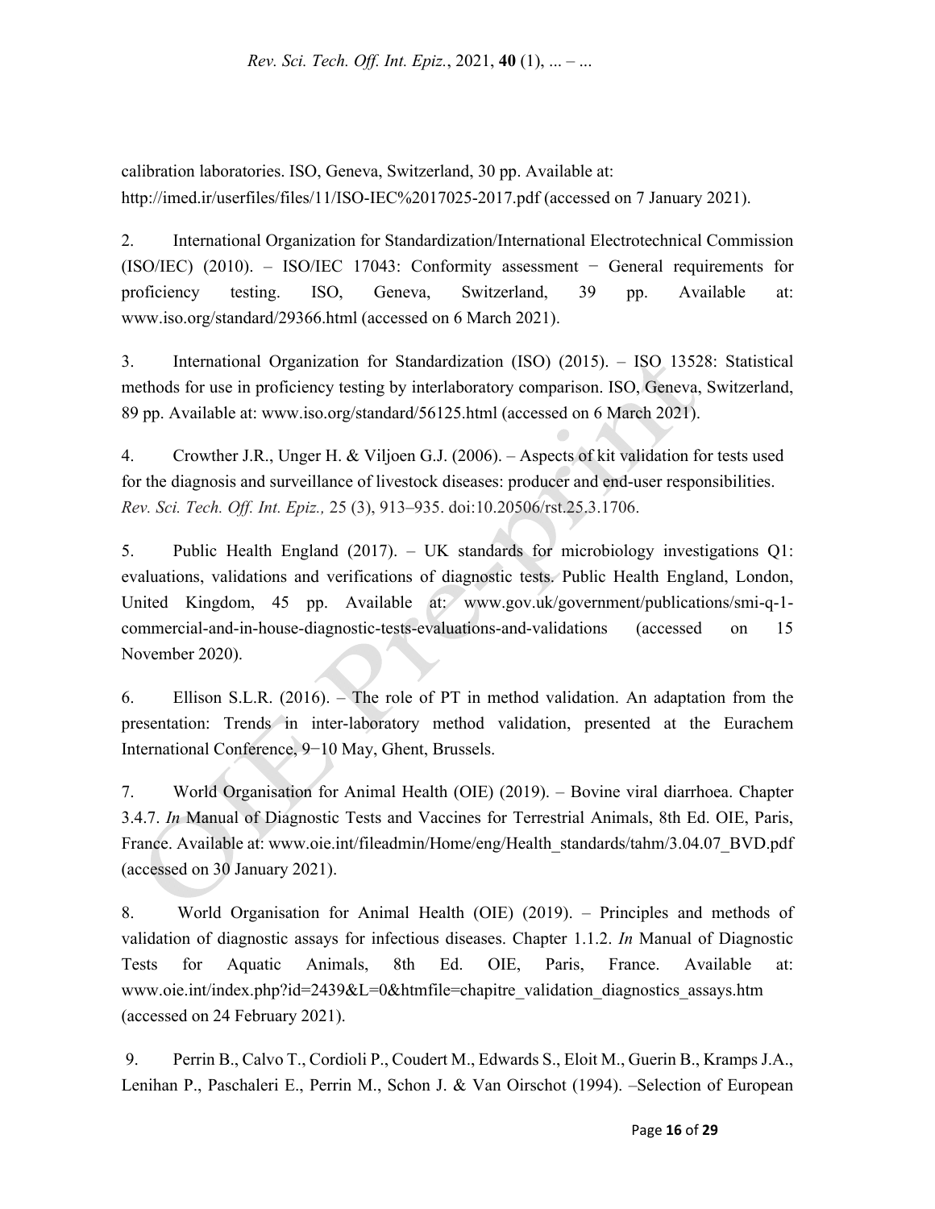calibration laboratories. ISO, Geneva, Switzerland, 30 pp. Available at: http://imed.ir/userfiles/files/11/ISO-IEC%2017025-2017.pdf (accessed on 7 January 2021).

2. International Organization for Standardization/International Electrotechnical Commission (ISO/IEC) (2010). – ISO/IEC 17043: Conformity assessment − General requirements for proficiency testing. ISO, Geneva, Switzerland, 39 pp. Available at: www.iso.org/standard/29366.html (accessed on 6 March 2021).

3. International Organization for Standardization (ISO) (2015). – ISO 13528: Statistical methods for use in proficiency testing by interlaboratory comparison. ISO, Geneva, Switzerland, 89 pp. Available at: www.iso.org/standard/56125.html (accessed on 6 March 2021).

4. Crowther J.R., Unger H. & Viljoen G.J. (2006). – Aspects of kit validation for tests used for the diagnosis and surveillance of livestock diseases: producer and end-user responsibilities. *Rev. Sci. Tech. Off. Int. Epiz.,* 25 (3), 913–935. doi:10.20506/rst.25.3.1706.

5. Public Health England (2017). – UK standards for microbiology investigations Q1: evaluations, validations and verifications of diagnostic tests. Public Health England, London, United Kingdom, 45 pp. Available at: www.gov.uk/government/publications/smi-q-1-commercial-and-in-house-diagnostic-tests-evaluations-and-validations (accessed on 15 November 2020).

6. Ellison S.L.R. (2016). – The role of PT in method validation. An adaptation from the presentation: Trends in inter-laboratory method validation, presented at the Eurachem International Conference, 9−10 May, Ghent, Brussels.

7. World Organisation for Animal Health (OIE) (2019). – Bovine viral diarrhoea. Chapter 3.4.7. *In* Manual of Diagnostic Tests and Vaccines for Terrestrial Animals, 8th Ed. OIE, Paris, France. Available at: www.oie.int/fileadmin/Home/eng/Health_standards/tahm/3.04.07_BVD.pdf (accessed on 30 January 2021).

8. World Organisation for Animal Health (OIE) (2019). – Principles and methods of validation of diagnostic assays for infectious diseases. Chapter 1.1.2. *In* Manual of Diagnostic Tests for Aquatic Animals, 8th Ed. OIE, Paris, France. Available at: www.oie.int/index.php?id=2439&L=0&htmfile=chapitre_validation_diagnostics_assays.htm (accessed on 24 February 2021).

9. Perrin B., Calvo T., Cordioli P., Coudert M., Edwards S., Eloit M., Guerin B., Kramps J.A., Lenihan P., Paschaleri E., Perrin M., Schon J. & Van Oirschot (1994). –Selection of European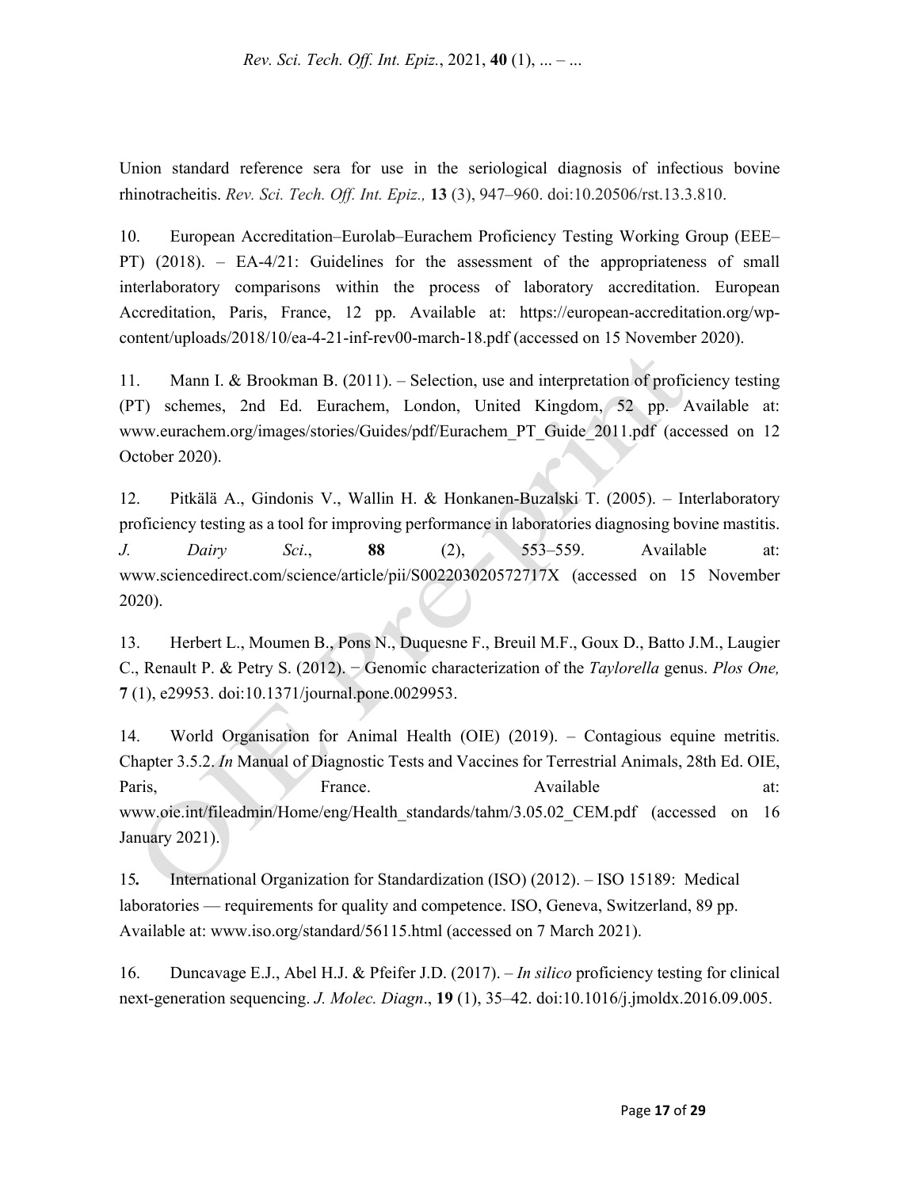Union standard reference sera for use in the seriological diagnosis of infectious bovine rhinotracheitis. *Rev. Sci. Tech. Off. Int. Epiz.,* **13** (3), 947–960. doi:10.20506/rst.13.3.810.

10. European Accreditation–Eurolab–Eurachem Proficiency Testing Working Group (EEE–PT) (2018). – EA-4/21: Guidelines for the assessment of the appropriateness of small interlaboratory comparisons within the process of laboratory accreditation. European Accreditation, Paris, France, 12 pp. Available at: https://european-accreditation.org/wp-content/uploads/2018/10/ea-4-21-inf-rev00-march-18.pdf (accessed on 15 November 2020).

11. Mann I. & Brookman B. (2011). – Selection, use and interpretation of proficiency testing (PT) schemes, 2nd Ed. Eurachem, London, United Kingdom, 52 pp. Available at: www.eurachem.org/images/stories/Guides/pdf/Eurachem_PT_Guide_2011.pdf (accessed on 12 October 2020).

12. Pitkälä A., Gindonis V., Wallin H. & Honkanen-Buzalski T. (2005). – Interlaboratory proficiency testing as a tool for improving performance in laboratories diagnosing bovine mastitis. *J. Dairy Sci*., **88** (2), 553–559. Available at: www.sciencedirect.com/science/article/pii/S002203020572717X (accessed on 15 November 2020).

13. Herbert L., Moumen B., Pons N., Duquesne F., Breuil M.F., Goux D., Batto J.M., Laugier C., Renault P. & Petry S. (2012). − Genomic characterization of the *Taylorella* genus. *Plos One,* **7** (1), e29953. doi:10.1371/journal.pone.0029953.

14. World Organisation for Animal Health (OIE) (2019). – Contagious equine metritis. Chapter 3.5.2. *In* Manual of Diagnostic Tests and Vaccines for Terrestrial Animals, 28th Ed. OIE, Paris, France. Available at: www.oie.int/fileadmin/Home/eng/Health_standards/tahm/3.05.02_CEM.pdf (accessed on 16 January 2021).

15**.** International Organization for Standardization (ISO) (2012). – ISO 15189: Medical laboratories — requirements for quality and competence. ISO, Geneva, Switzerland, 89 pp. Available at: www.iso.org/standard/56115.html (accessed on 7 March 2021).

16. Duncavage E.J., Abel H.J. & Pfeifer J.D. (2017). – *In silico* proficiency testing for clinical next-generation sequencing. *J. Molec. Diagn*., **19** (1), 35–42. doi:10.1016/j.jmoldx.2016.09.005.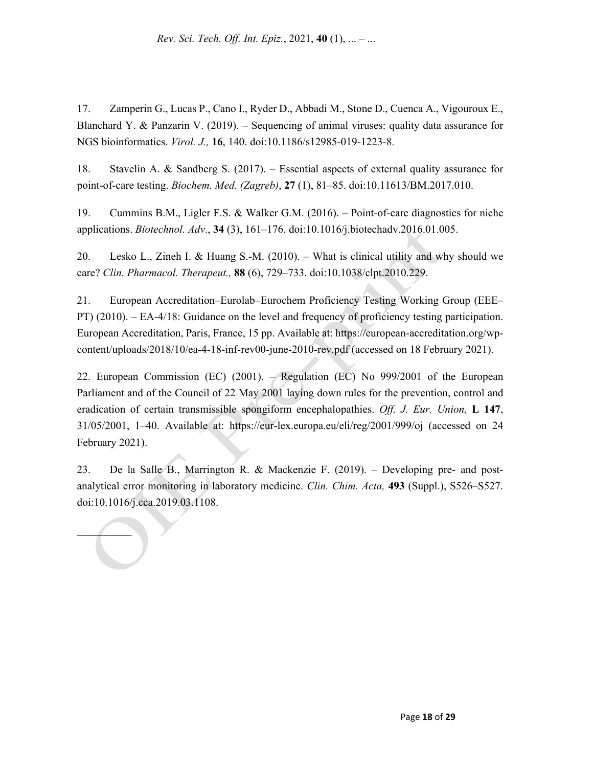17. Zamperin G., Lucas P., Cano I., Ryder D., Abbadi M., Stone D., Cuenca A., Vigouroux E., Blanchard Y. & Panzarin V. (2019). – Sequencing of animal viruses: quality data assurance for NGS bioinformatics. *Virol. J.,* **16**, 140. doi:10.1186/s12985-019-1223-8.

18. Stavelin A. & Sandberg S. (2017). – Essential aspects of external quality assurance for point-of-care testing. *Biochem. Med. (Zagreb)*, **27** (1), 81–85. doi:10.11613/BM.2017.010.

19. Cummins B.M., Ligler F.S. & Walker G.M. (2016). – Point-of-care diagnostics for niche applications. *Biotechnol. Adv*., **34** (3), 161–176. doi:10.1016/j.biotechadv.2016.01.005.

20. Lesko L., Zineh I. & Huang S.-M. (2010). – What is clinical utility and why should we care? *Clin. Pharmacol. Therapeut.,* **88** (6), 729–733. doi:10.1038/clpt.2010.229.

21. European Accreditation–Eurolab–Eurochem Proficiency Testing Working Group (EEE–PT) (2010). – EA-4/18: Guidance on the level and frequency of proficiency testing participation. European Accreditation, Paris, France, 15 pp. Available at: https://european-accreditation.org/wp-content/uploads/2018/10/ea-4-18-inf-rev00-june-2010-rev.pdf (accessed on 18 February 2021).

22. European Commission (EC) (2001). – Regulation (EC) No 999/2001 of the European Parliament and of the Council of 22 May 2001 laying down rules for the prevention, control and eradication of certain transmissible spongiform encephalopathies. *Off. J. Eur. Union,* **L 147**, 31/05/2001, 1–40. Available at: https://eur-lex.europa.eu/eli/reg/2001/999/oj (accessed on 24 February 2021).

23. De la Salle B., Marrington R. & Mackenzie F. (2019). – Developing pre- and post-analytical error monitoring in laboratory medicine. *Clin. Chim. Acta,* **493** (Suppl.), S526–S527. doi:10.1016/j.cca.2019.03.1108.

\_\_\_\_\_\_\_\_\_\_\_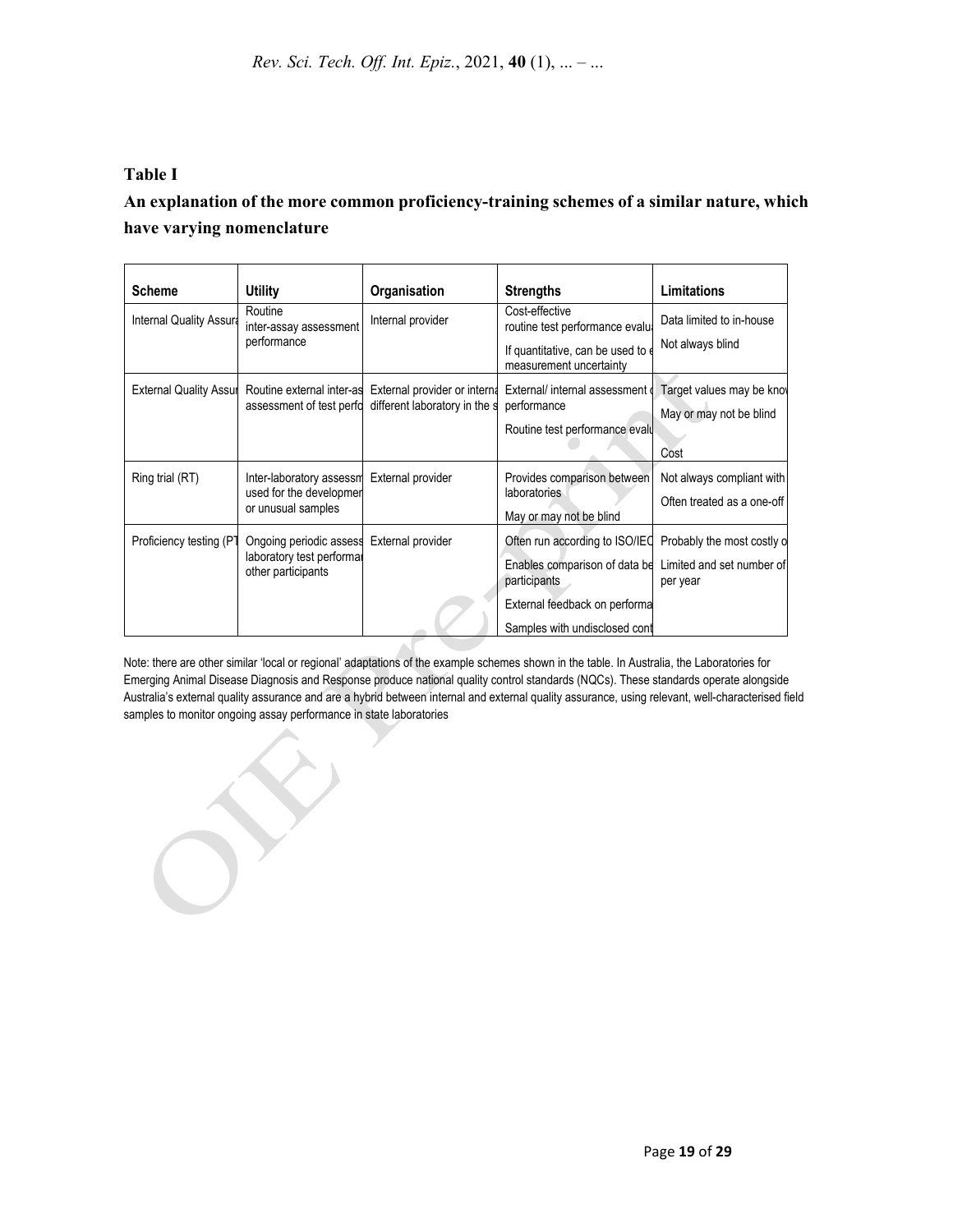**Table I**

**An explanation of the more common proficiency-training schemes of a similar nature, which have varying nomenclature**

| Scheme | Utility | Organisation | Strengths | Limitations |
|---|---|---|---|---|
| Internal Quality Assura | Routine inter-assay assessment performance | Internal provider | Cost-effective routine test performance evalu If quantitative, can be used to e measurement uncertainty | Data limited to in-house Not always blind |
| External Quality Assur | Routine external inter-as assessment of test perfo | External provider or interna different laboratory in the s | External/ internal assessment o performance Routine test performance evalu | Target values may be kno May or may not be blind Cost |
| Ring trial (RT) | Inter-laboratory assessm used for the developmer or unusual samples | External provider | Provides comparison between laboratories May or may not be blind | Not always compliant with Often treated as a one-off |
| Proficiency testing (PT | Ongoing periodic assess laboratory test performa other participants | External provider | Often run according to ISO/IEC Enables comparison of data be participants External feedback on performa Samples with undisclosed cont | Probably the most costly o Limited and set number of per year |

Note: there are other similar 'local or regional' adaptations of the example schemes shown in the table. In Australia, the Laboratories for Emerging Animal Disease Diagnosis and Response produce national quality control standards (NQCs). These standards operate alongside Australia's external quality assurance and are a hybrid between internal and external quality assurance, using relevant, well-characterised field samples to monitor ongoing assay performance in state laboratories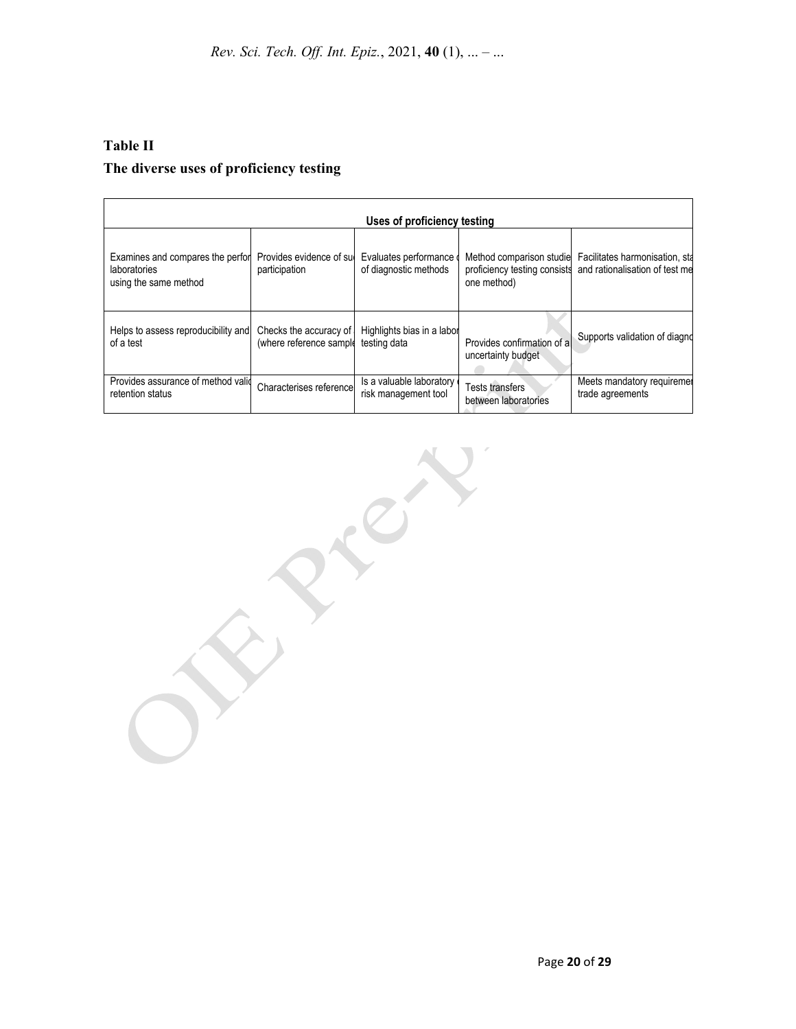**Table II**

**The diverse uses of proficiency testing**

| Uses of proficiency testing | | | | |
|---|---|---|---|---|
| Examines and compares the perfor laboratories using the same method | Provides evidence of su participation | Evaluates performance of diagnostic methods | Method comparison studie proficiency testing consists one method) | Facilitates harmonisation, sta and rationalisation of test me |
| Helps to assess reproducibility and of a test | Checks the accuracy of (where reference sample | Highlights bias in a labor testing data | Provides confirmation of a uncertainty budget | Supports validation of diagno |
| Provides assurance of method valid retention status | Characterises reference | Is a valuable laboratory risk management tool | Tests transfers between laboratories | Meets mandatory requiremer trade agreements |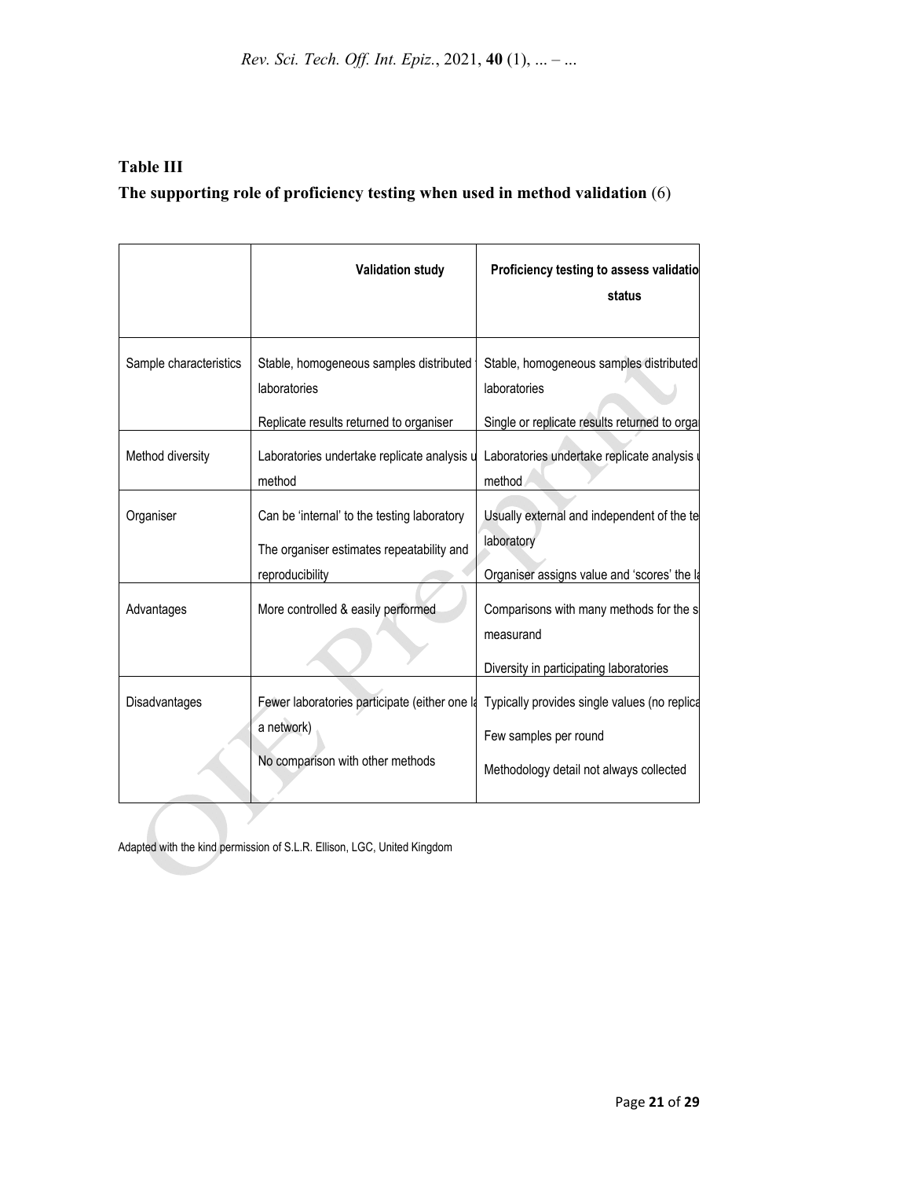**Table III**

**The supporting role of proficiency testing when used in method validation** (6)

| | Validation study | Proficiency testing to assess validatio status |
|---|---|---|
| Sample characteristics | Stable, homogeneous samples distributed laboratories<br><br>Replicate results returned to organiser | Stable, homogeneous samples distributed laboratories<br><br>Single or replicate results returned to orga |
| Method diversity | Laboratories undertake replicate analysis u method | Laboratories undertake replicate analysis method |
| Organiser | Can be 'internal' to the testing laboratory<br><br>The organiser estimates repeatability and reproducibility | Usually external and independent of the te laboratory<br><br>Organiser assigns value and 'scores' the la |
| Advantages | More controlled & easily performed | Comparisons with many methods for the s measurand<br><br>Diversity in participating laboratories |
| Disadvantages | Fewer laboratories participate (either one la a network)<br><br>No comparison with other methods | Typically provides single values (no replica<br><br>Few samples per round<br><br>Methodology detail not always collected |

Adapted with the kind permission of S.L.R. Ellison, LGC, United Kingdom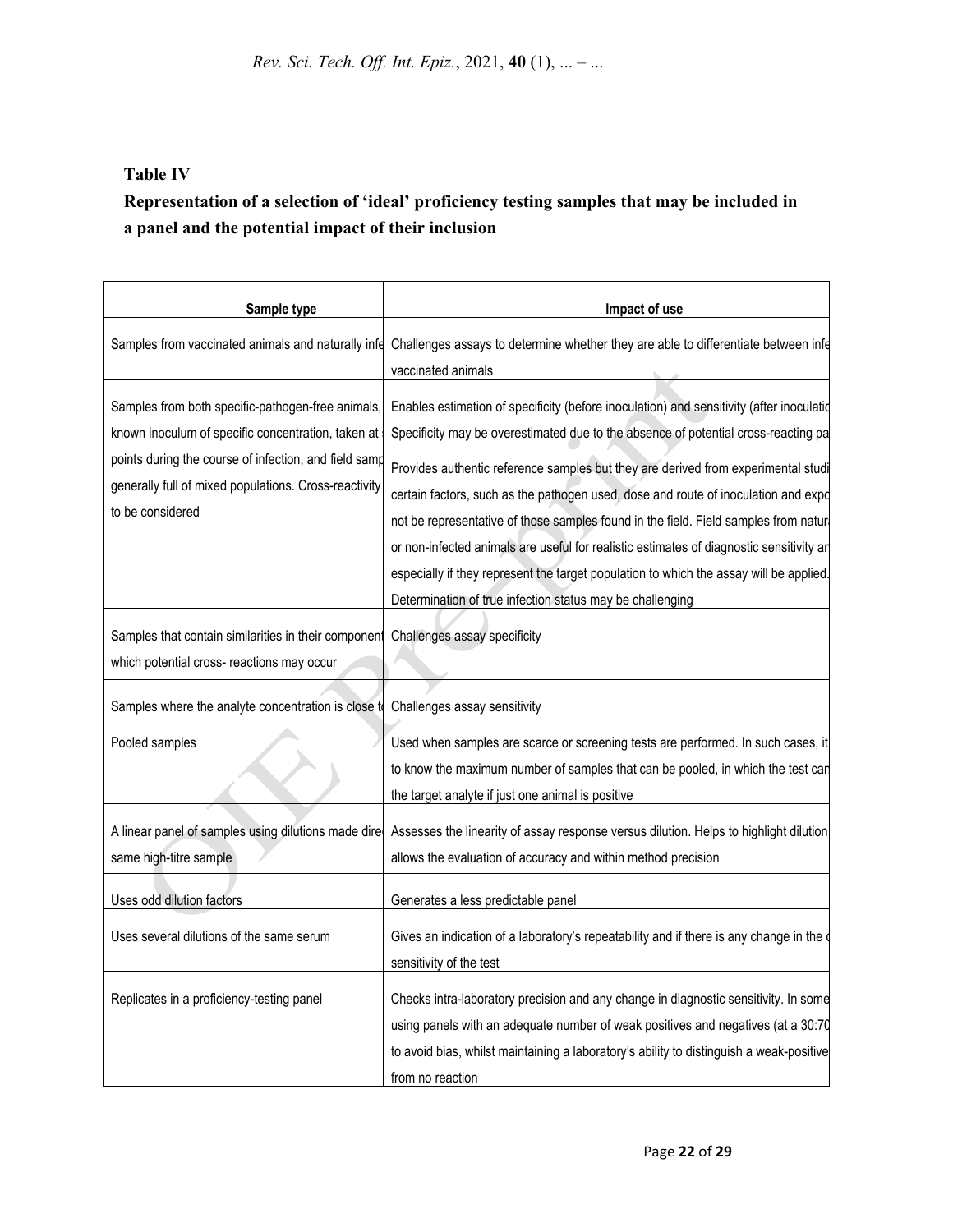**Table IV**

**Representation of a selection of 'ideal' proficiency testing samples that may be included in a panel and the potential impact of their inclusion**

| Sample type | Impact of use |
|---|---|
| Samples from vaccinated animals and naturally infe | Challenges assays to determine whether they are able to differentiate between infe vaccinated animals |
| Samples from both specific-pathogen-free animals, known inoculum of specific concentration, taken at points during the course of infection, and field samp generally full of mixed populations. Cross-reactivity to be considered | Enables estimation of specificity (before inoculation) and sensitivity (after inoculatio Specificity may be overestimated due to the absence of potential cross-reacting pa Provides authentic reference samples but they are derived from experimental studi certain factors, such as the pathogen used, dose and route of inoculation and expo not be representative of those samples found in the field. Field samples from natur or non-infected animals are useful for realistic estimates of diagnostic sensitivity ar especially if they represent the target population to which the assay will be applied. Determination of true infection status may be challenging |
| Samples that contain similarities in their component which potential cross- reactions may occur | Challenges assay specificity |
| Samples where the analyte concentration is close t | Challenges assay sensitivity |
| Pooled samples | Used when samples are scarce or screening tests are performed. In such cases, it to know the maximum number of samples that can be pooled, in which the test car the target analyte if just one animal is positive |
| A linear panel of samples using dilutions made dire same high-titre sample | Assesses the linearity of assay response versus dilution. Helps to highlight dilution allows the evaluation of accuracy and within method precision |
| Uses odd dilution factors | Generates a less predictable panel |
| Uses several dilutions of the same serum | Gives an indication of a laboratory's repeatability and if there is any change in the sensitivity of the test |
| Replicates in a proficiency-testing panel | Checks intra-laboratory precision and any change in diagnostic sensitivity. In some using panels with an adequate number of weak positives and negatives (at a 30:70 to avoid bias, whilst maintaining a laboratory's ability to distinguish a weak-positive from no reaction |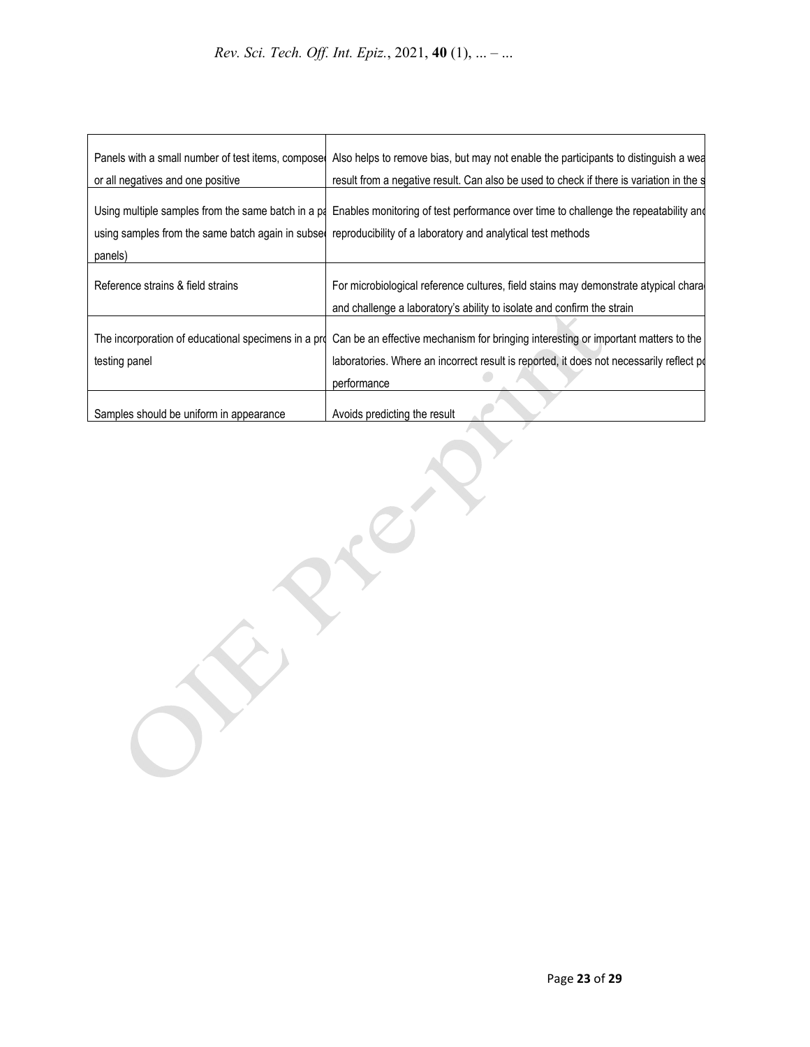| | |
|---|---|
| Panels with a small number of test items, compose or all negatives and one positive | Also helps to remove bias, but may not enable the participants to distinguish a wea result from a negative result. Can also be used to check if there is variation in the s |
| Using multiple samples from the same batch in a pa using samples from the same batch again in subse panels) | Enables monitoring of test performance over time to challenge the repeatability and reproducibility of a laboratory and analytical test methods |
| Reference strains & field strains | For microbiological reference cultures, field stains may demonstrate atypical chara and challenge a laboratory's ability to isolate and confirm the strain |
| The incorporation of educational specimens in a pro testing panel | Can be an effective mechanism for bringing interesting or important matters to the laboratories. Where an incorrect result is reported, it does not necessarily reflect po performance |
| Samples should be uniform in appearance | Avoids predicting the result |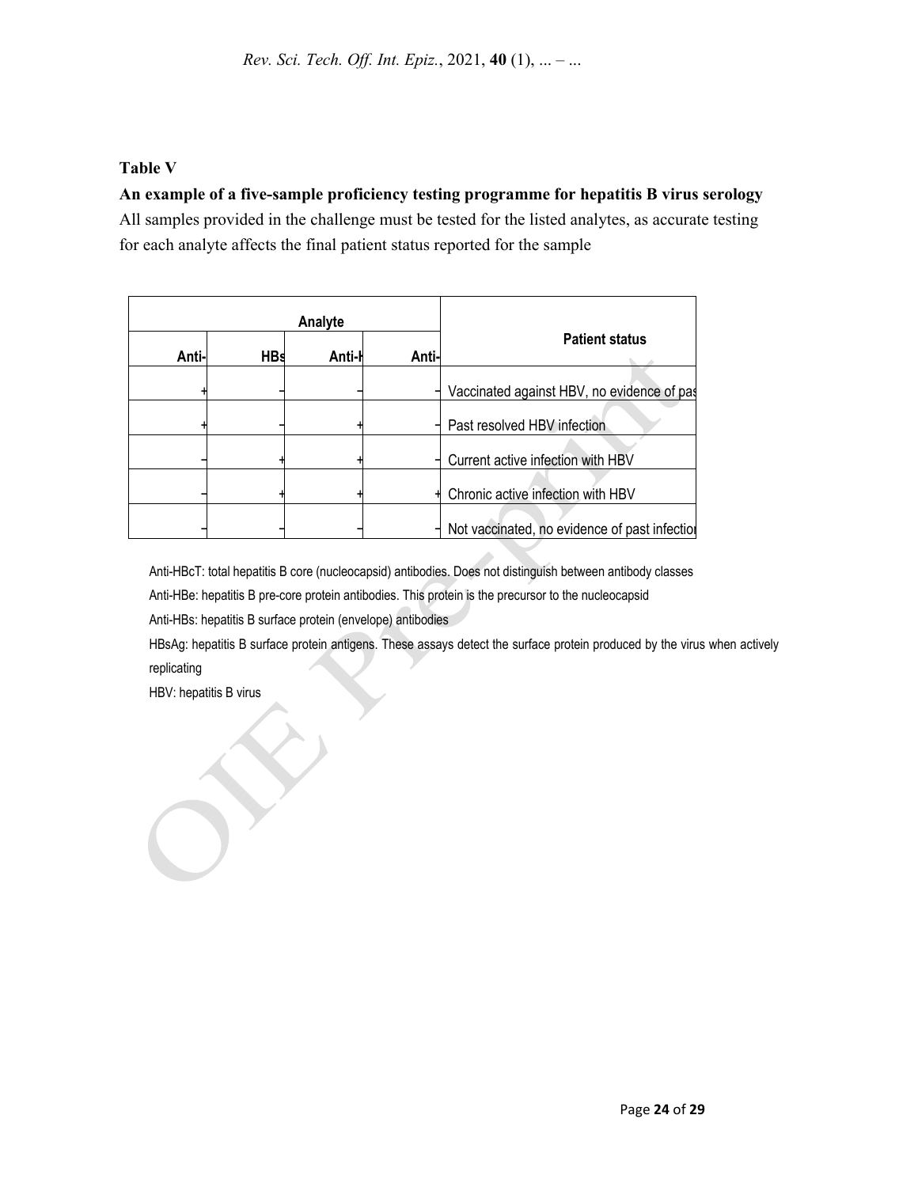**Table V**

**An example of a five-sample proficiency testing programme for hepatitis B virus serology**

All samples provided in the challenge must be tested for the listed analytes, as accurate testing for each analyte affects the final patient status reported for the sample

| Analyte | | | | Patient status |
|---|---|---|---|---|
| Anti- | HBs | Anti-H | Anti- | |
| + | – | – | – | Vaccinated against HBV, no evidence of pas |
| + | – | + | – | Past resolved HBV infection |
| – | + | + | – | Current active infection with HBV |
| – | + | + | + | Chronic active infection with HBV |
| – | – | – | – | Not vaccinated, no evidence of past infectio |

Anti-HBcT: total hepatitis B core (nucleocapsid) antibodies. Does not distinguish between antibody classes

Anti-HBe: hepatitis B pre-core protein antibodies. This protein is the precursor to the nucleocapsid

Anti-HBs: hepatitis B surface protein (envelope) antibodies

HBsAg: hepatitis B surface protein antigens. These assays detect the surface protein produced by the virus when actively replicating

HBV: hepatitis B virus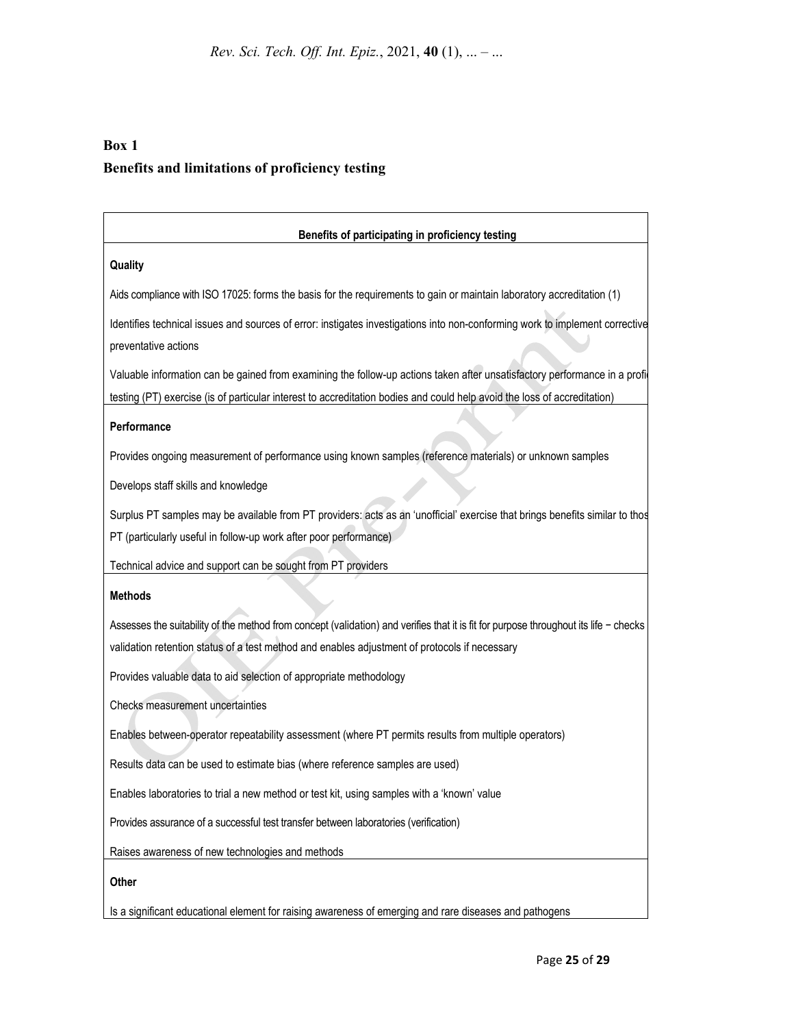**Box 1**

**Benefits and limitations of proficiency testing**

| Benefits of participating in proficiency testing |
|---|
| **Quality** |
| Aids compliance with ISO 17025: forms the basis for the requirements to gain or maintain laboratory accreditation (1) |
| Identifies technical issues and sources of error: instigates investigations into non-conforming work to implement corrective preventative actions |
| Valuable information can be gained from examining the follow-up actions taken after unsatisfactory performance in a profi testing (PT) exercise (is of particular interest to accreditation bodies and could help avoid the loss of accreditation) |
| **Performance** |
| Provides ongoing measurement of performance using known samples (reference materials) or unknown samples |
| Develops staff skills and knowledge |
| Surplus PT samples may be available from PT providers: acts as an 'unofficial' exercise that brings benefits similar to thos PT (particularly useful in follow-up work after poor performance) |
| Technical advice and support can be sought from PT providers |
| **Methods** |
| Assesses the suitability of the method from concept (validation) and verifies that it is fit for purpose throughout its life − checks validation retention status of a test method and enables adjustment of protocols if necessary |
| Provides valuable data to aid selection of appropriate methodology |
| Checks measurement uncertainties |
| Enables between-operator repeatability assessment (where PT permits results from multiple operators) |
| Results data can be used to estimate bias (where reference samples are used) |
| Enables laboratories to trial a new method or test kit, using samples with a 'known' value |
| Provides assurance of a successful test transfer between laboratories (verification) |
| Raises awareness of new technologies and methods |
| **Other** |
| Is a significant educational element for raising awareness of emerging and rare diseases and pathogens |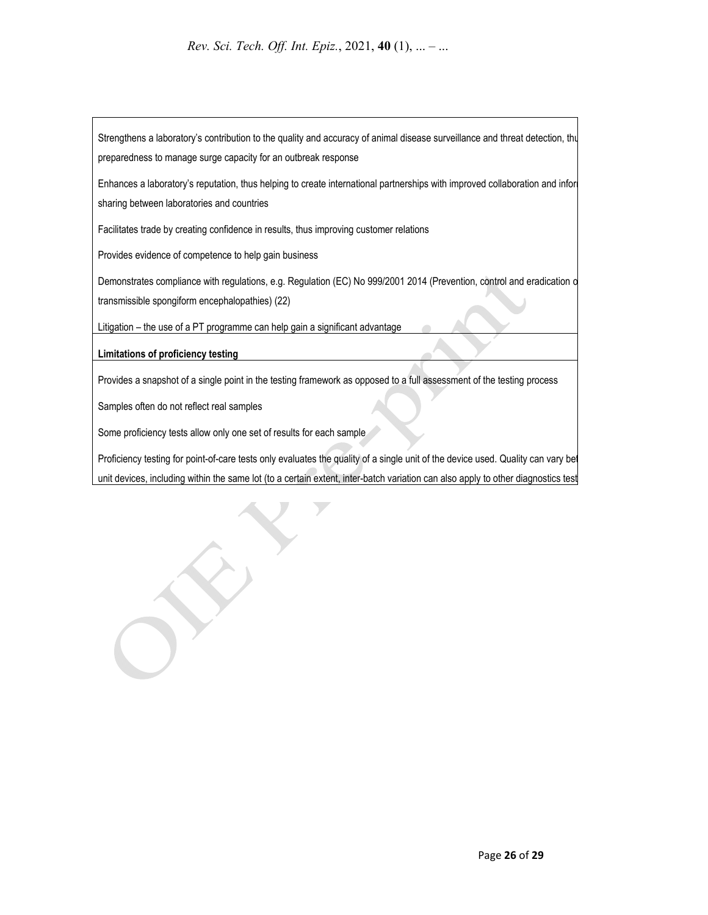| |
|---|
| Strengthens a laboratory's contribution to the quality and accuracy of animal disease surveillance and threat detection, thu preparedness to manage surge capacity for an outbreak response |
| Enhances a laboratory's reputation, thus helping to create international partnerships with improved collaboration and infor sharing between laboratories and countries |
| Facilitates trade by creating confidence in results, thus improving customer relations |
| Provides evidence of competence to help gain business |
| Demonstrates compliance with regulations, e.g. Regulation (EC) No 999/2001 2014 (Prevention, control and eradication o transmissible spongiform encephalopathies) (22) |
| Litigation – the use of a PT programme can help gain a significant advantage |
| **Limitations of proficiency testing** |
| Provides a snapshot of a single point in the testing framework as opposed to a full assessment of the testing process |
| Samples often do not reflect real samples |
| Some proficiency tests allow only one set of results for each sample |
| Proficiency testing for point-of-care tests only evaluates the quality of a single unit of the device used. Quality can vary bet unit devices, including within the same lot (to a certain extent, inter-batch variation can also apply to other diagnostics test |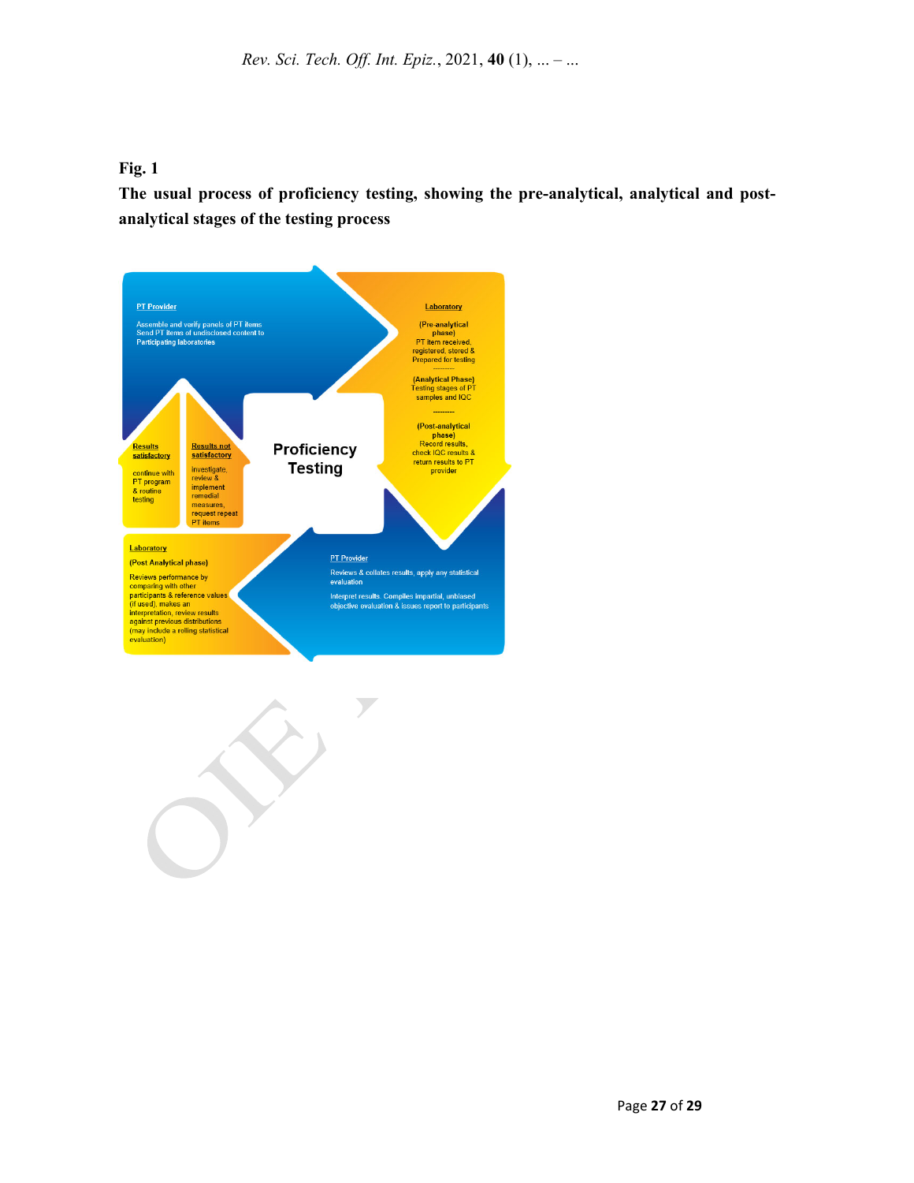**Fig. 1**

**The usual process of proficiency testing, showing the pre-analytical, analytical and post-analytical stages of the testing process**

**Proficiency Testing**

PT Provider

Assemble and verify panels of PT items
Send PT items of undisclosed content to Participating laboratories

Laboratory

(Pre-analytical phase)
PT item received, registered, stored & Prepared for testing

(Analytical Phase)
Testing stages of PT samples and IQC

(Post-analytical phase)
Record results, check IQC results & return results to PT provider

PT Provider

Reviews & collates results, apply any statistical evaluation

Interpret results. Compiles impartial, unbiased objective evaluation & issues report to participants

Laboratory

(Post Analytical phase)

Reviews performance by comparing with other participants & reference values (if used), makes an interpretation, review results against previous distributions (may include a rolling statistical evaluation)

Results satisfactory

continue with PT program & routine testing

Results not satisfactory

investigate, review & implement remedial measures, request repeat PT items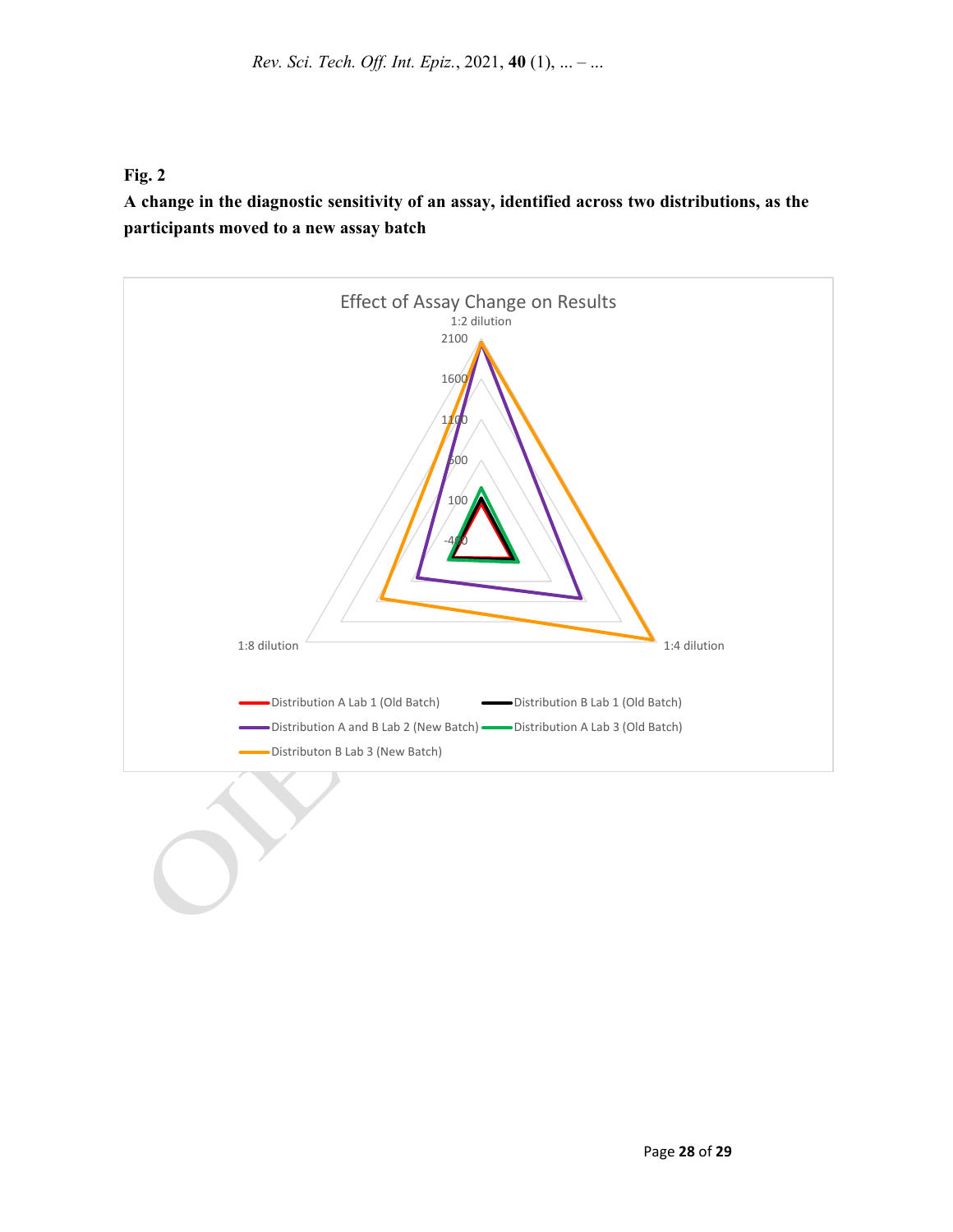**Fig. 2**

**A change in the diagnostic sensitivity of an assay, identified across two distributions, as the participants moved to a new assay batch**

Effect of Assay Change on Results

1:2 dilution

2100

1600

1100

600

100

-400

1:4 dilution

1:8 dilution

Distribution A Lab 1 (Old Batch)

Distribution B Lab 1 (Old Batch)

Distribution A and B Lab 2 (New Batch)

Distribution A Lab 3 (Old Batch)

Distributon B Lab 3 (New Batch)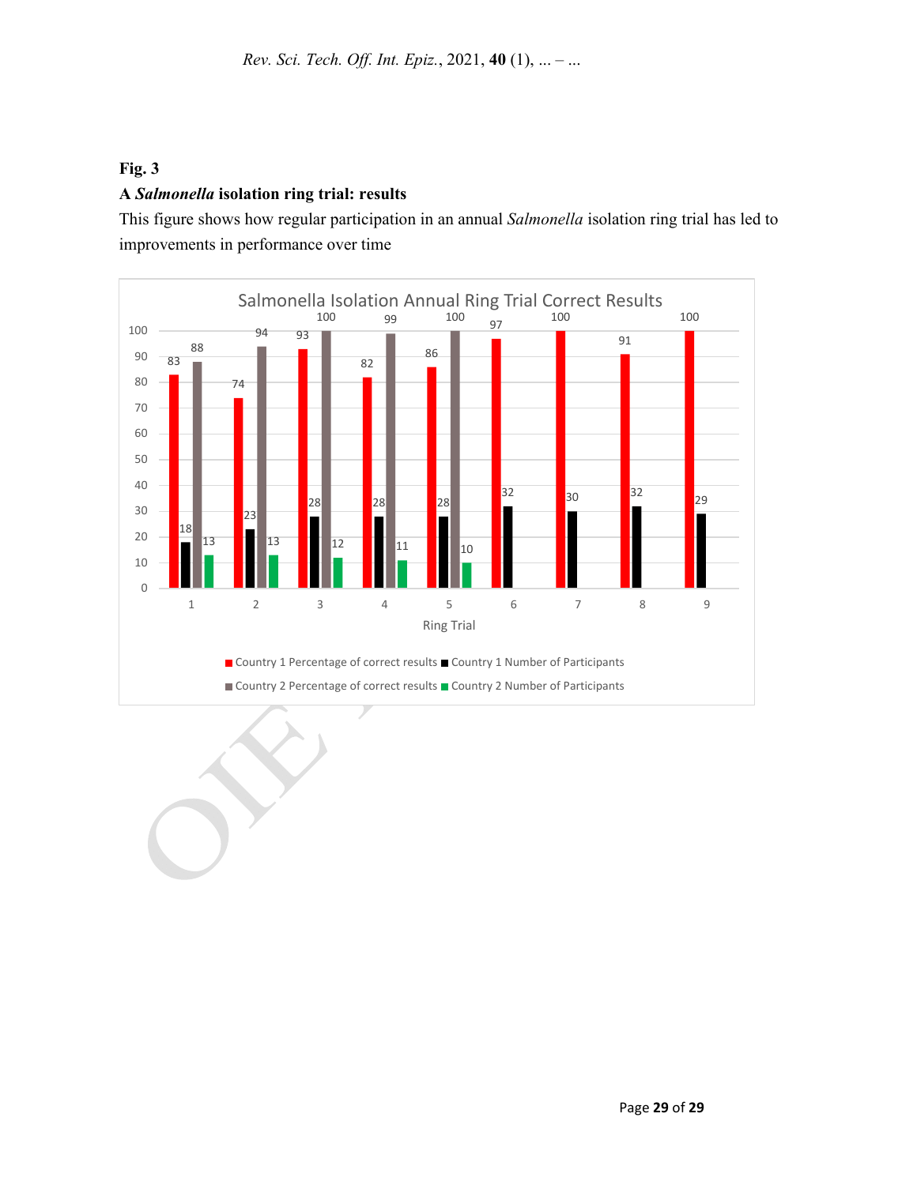**Fig. 3**

**A *Salmonella* isolation ring trial: results**

This figure shows how regular participation in an annual *Salmonella* isolation ring trial has led to improvements in performance over time

Salmonella Isolation Annual Ring Trial Correct Results

100
90
80
70
60
50
40
30
20
10
0

83 18 88 13
74 23 94 13
93 28 100 12
82 28 99 11
86 28 100 10
97 32
100 30
91 32
100 29

1 2 3 4 5 6 7 8 9

Ring Trial

Country 1 Percentage of correct results
Country 1 Number of Participants
Country 2 Percentage of correct results
Country 2 Number of Participants